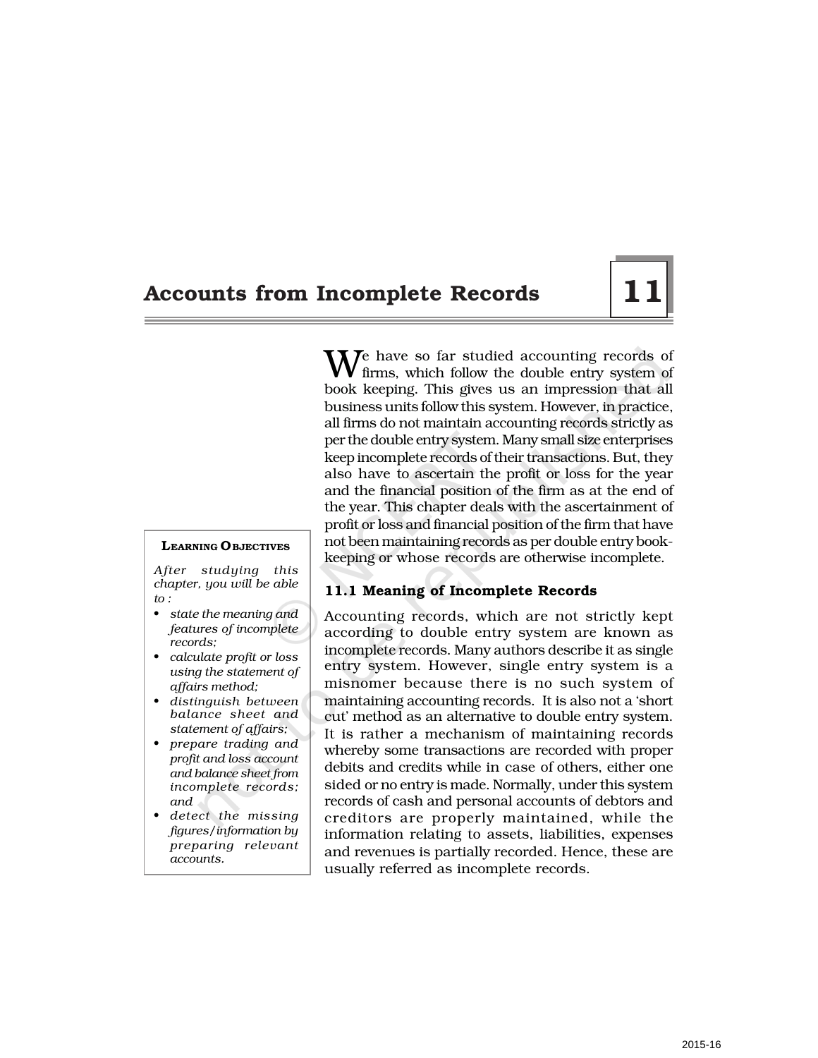# Accounts from Incomplete Records

# 11

**LEARNING OBJECTIVES**

*After studying this chapter, you will be able to :*

- *state the meaning and features of incomplete records;*
- *calculate profit or loss using the statement of affairs method;*
- *distinguish between balance sheet and statement of affairs;*
- *prepare trading and profit and loss account and balance sheet from incomplete records; and*
- *detect the missing figures/information by preparing relevant accounts.*

We have so far studied accounting records of firms, which follow the double entry system of book keeping. This gives us an impression that all business units follow this system. However, in practice, all firms do not maintain accounting records strictly as per the double entry system. Many small size enterprises keep incomplete records of their transactions. But, they also have to ascertain the profit or loss for the year and the financial position of the firm as at the end of the year. This chapter deals with the ascertainment of profit or loss and financial position of the firm that have not been maintaining records as per double entry book-keeping or whose records are otherwise incomplete.

## 11.1 Meaning of Incomplete Records

Accounting records, which are not strictly kept according to double entry system are known as incomplete records. Many authors describe it as single entry system. However, single entry system is a misnomer because there is no such system of maintaining accounting records. It is also not a 'short cut' method as an alternative to double entry system. It is rather a mechanism of maintaining records whereby some transactions are recorded with proper debits and credits while in case of others, either one sided or no entry is made. Normally, under this system records of cash and personal accounts of debtors and creditors are properly maintained, while the information relating to assets, liabilities, expenses and revenues is partially recorded. Hence, these are usually referred as incomplete records.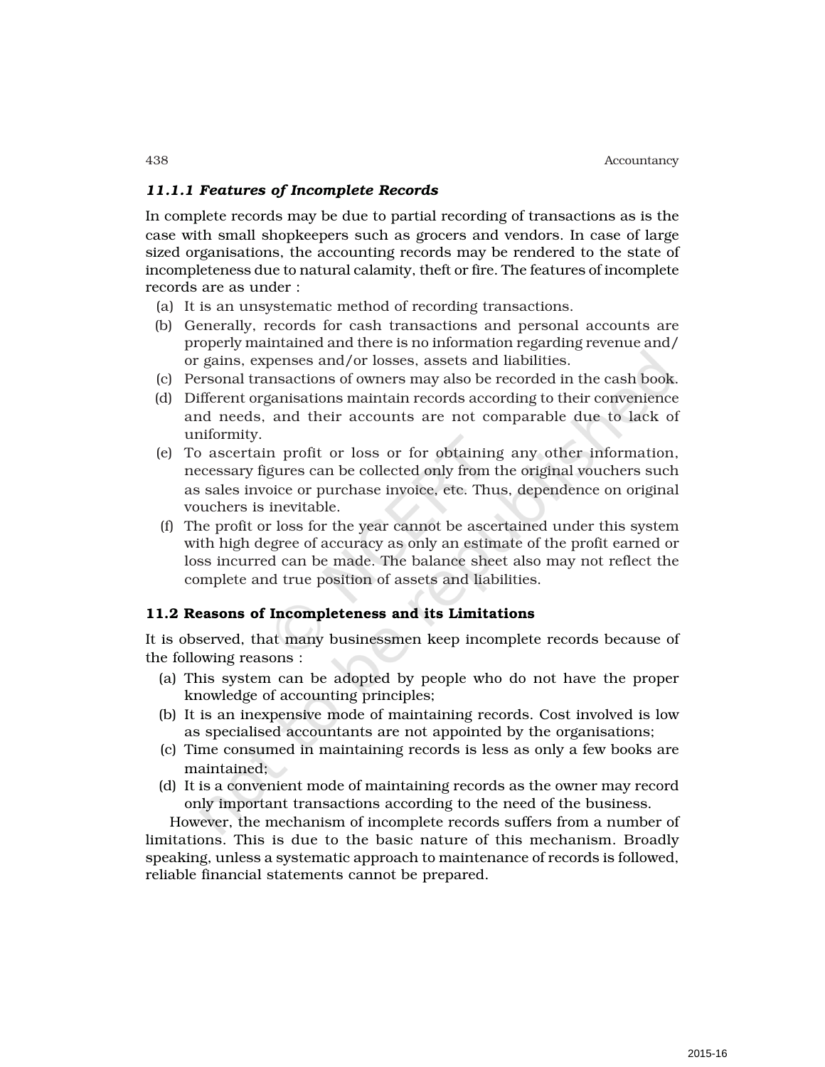### *11.1.1 Features of Incomplete Records*

In complete records may be due to partial recording of transactions as is the case with small shopkeepers such as grocers and vendors. In case of large sized organisations, the accounting records may be rendered to the state of incompleteness due to natural calamity, theft or fire. The features of incomplete records are as under :

(a) It is an unsystematic method of recording transactions.

(b) Generally, records for cash transactions and personal accounts are properly maintained and there is no information regarding revenue and/ or gains, expenses and/or losses, assets and liabilities.

(c) Personal transactions of owners may also be recorded in the cash book.

(d) Different organisations maintain records according to their convenience and needs, and their accounts are not comparable due to lack of uniformity.

(e) To ascertain profit or loss or for obtaining any other information, necessary figures can be collected only from the original vouchers such as sales invoice or purchase invoice, etc. Thus, dependence on original vouchers is inevitable.

(f) The profit or loss for the year cannot be ascertained under this system with high degree of accuracy as only an estimate of the profit earned or loss incurred can be made. The balance sheet also may not reflect the complete and true position of assets and liabilities.

## 11.2 Reasons of Incompleteness and its Limitations

It is observed, that many businessmen keep incomplete records because of the following reasons :

(a) This system can be adopted by people who do not have the proper knowledge of accounting principles;

(b) It is an inexpensive mode of maintaining records. Cost involved is low as specialised accountants are not appointed by the organisations;

(c) Time consumed in maintaining records is less as only a few books are maintained;

(d) It is a convenient mode of maintaining records as the owner may record only important transactions according to the need of the business.

However, the mechanism of incomplete records suffers from a number of limitations. This is due to the basic nature of this mechanism. Broadly speaking, unless a systematic approach to maintenance of records is followed, reliable financial statements cannot be prepared.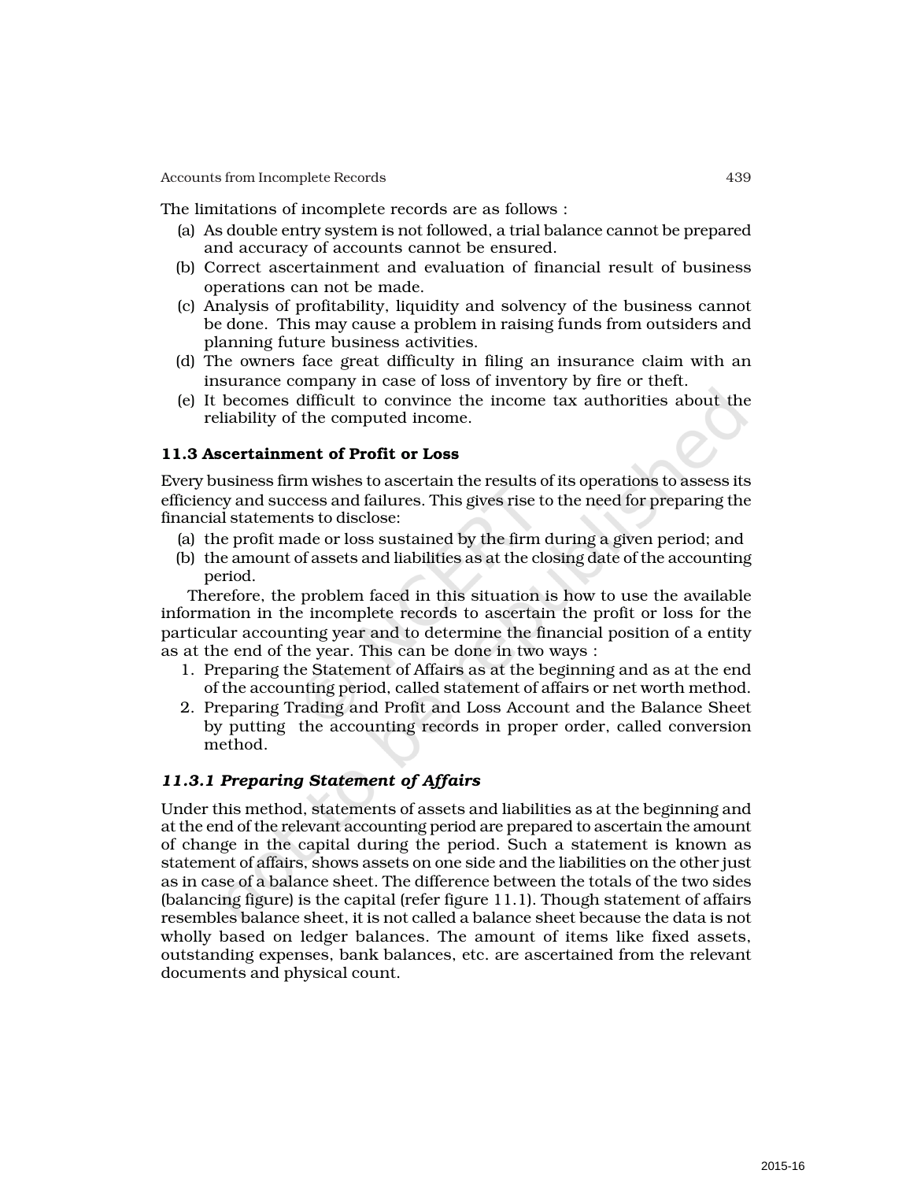The limitations of incomplete records are as follows :

(a) As double entry system is not followed, a trial balance cannot be prepared and accuracy of accounts cannot be ensured.
(b) Correct ascertainment and evaluation of financial result of business operations can not be made.
(c) Analysis of profitability, liquidity and solvency of the business cannot be done. This may cause a problem in raising funds from outsiders and planning future business activities.
(d) The owners face great difficulty in filing an insurance claim with an insurance company in case of loss of inventory by fire or theft.
(e) It becomes difficult to convince the income tax authorities about the reliability of the computed income.

## 11.3 Ascertainment of Profit or Loss

Every business firm wishes to ascertain the results of its operations to assess its efficiency and success and failures. This gives rise to the need for preparing the financial statements to disclose:

(a) the profit made or loss sustained by the firm during a given period; and
(b) the amount of assets and liabilities as at the closing date of the accounting period.

Therefore, the problem faced in this situation is how to use the available information in the incomplete records to ascertain the profit or loss for the particular accounting year and to determine the financial position of a entity as at the end of the year. This can be done in two ways :

1. Preparing the Statement of Affairs as at the beginning and as at the end of the accounting period, called statement of affairs or net worth method.
2. Preparing Trading and Profit and Loss Account and the Balance Sheet by putting the accounting records in proper order, called conversion method.

### *11.3.1 Preparing Statement of Affairs*

Under this method, statements of assets and liabilities as at the beginning and at the end of the relevant accounting period are prepared to ascertain the amount of change in the capital during the period. Such a statement is known as statement of affairs, shows assets on one side and the liabilities on the other just as in case of a balance sheet. The difference between the totals of the two sides (balancing figure) is the capital (refer figure 11.1). Though statement of affairs resembles balance sheet, it is not called a balance sheet because the data is not wholly based on ledger balances. The amount of items like fixed assets, outstanding expenses, bank balances, etc. are ascertained from the relevant documents and physical count.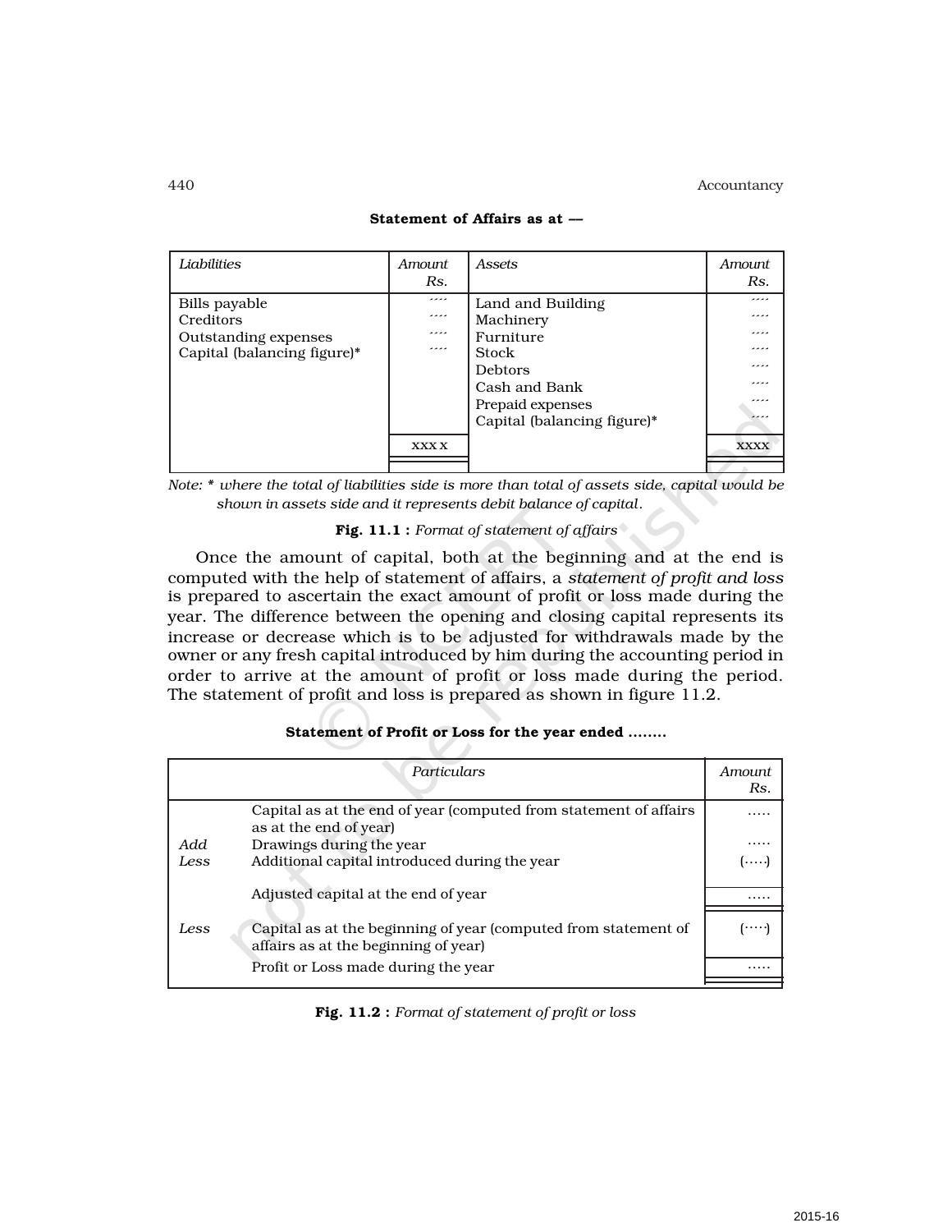**Statement of Affairs as at —**

| *Liabilities* | *Amount Rs.* | *Assets* | *Amount Rs.* |
|---|---|---|---|
| Bills payable | .... | Land and Building | .... |
| Creditors | .... | Machinery | .... |
| Outstanding expenses | .... | Furniture | .... |
| Capital (balancing figure)* | .... | Stock | .... |
| | | Debtors | .... |
| | | Cash and Bank | .... |
| | | Prepaid expenses | .... |
| | | Capital (balancing figure)* | .... |
| | xxx x | | xxxx |

*Note: \* where the total of liabilities side is more than total of assets side, capital would be shown in assets side and it represents debit balance of capital.*

**Fig. 11.1 :** *Format of statement of affairs*

Once the amount of capital, both at the beginning and at the end is computed with the help of statement of affairs, a *statement of profit and loss* is prepared to ascertain the exact amount of profit or loss made during the year. The difference between the opening and closing capital represents its increase or decrease which is to be adjusted for withdrawals made by the owner or any fresh capital introduced by him during the accounting period in order to arrive at the amount of profit or loss made during the period. The statement of profit and loss is prepared as shown in figure 11.2.

**Statement of Profit or Loss for the year ended ........**

| | *Particulars* | *Amount Rs.* |
|---|---|---|
| | Capital as at the end of year (computed from statement of affairs as at the end of year) | ..... |
| *Add* | Drawings during the year | ..... |
| *Less* | Additional capital introduced during the year | (.....) |
| | Adjusted capital at the end of year | ..... |
| *Less* | Capital as at the beginning of year (computed from statement of affairs as at the beginning of year) | (.....) |
| | Profit or Loss made during the year | ..... |

**Fig. 11.2 :** *Format of statement of profit or loss*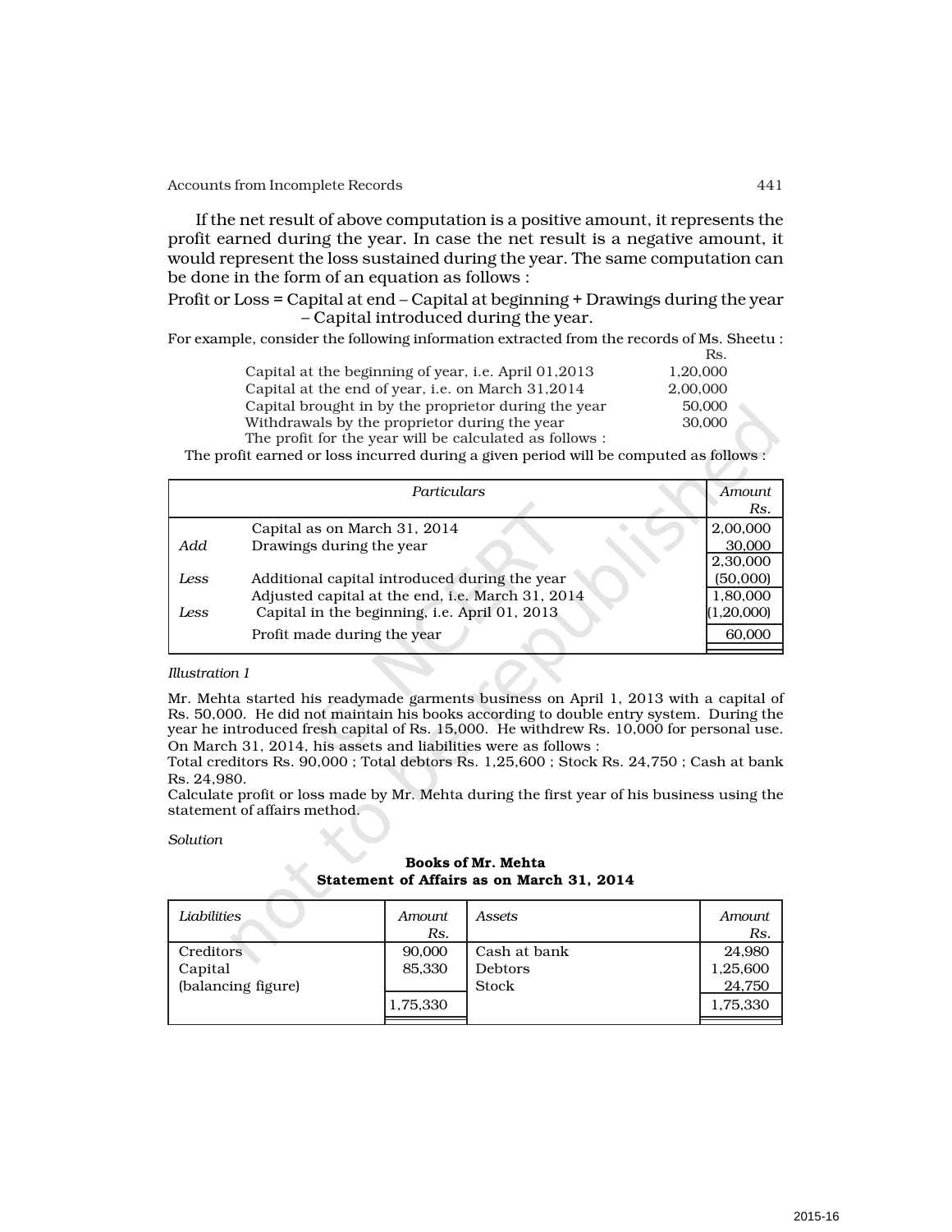If the net result of above computation is a positive amount, it represents the profit earned during the year. In case the net result is a negative amount, it would represent the loss sustained during the year. The same computation can be done in the form of an equation as follows :

Profit or Loss = Capital at end – Capital at beginning + Drawings during the year – Capital introduced during the year.

For example, consider the following information extracted from the records of Ms. Sheetu :

| | Rs. |
|---|---|
| Capital at the beginning of year, i.e. April 01,2013 | 1,20,000 |
| Capital at the end of year, i.e. on March 31,2014 | 2,00,000 |
| Capital brought in by the proprietor during the year | 50,000 |
| Withdrawals by the proprietor during the year | 30,000 |

The profit for the year will be calculated as follows :

The profit earned or loss incurred during a given period will be computed as follows :

| | *Particulars* | *Amount Rs.* |
|---|---|---|
| | Capital as on March 31, 2014 | 2,00,000 |
| *Add* | Drawings during the year | 30,000 |
| | | 2,30,000 |
| *Less* | Additional capital introduced during the year | (50,000) |
| | Adjusted capital at the end, i.e. March 31, 2014 | 1,80,000 |
| *Less* | Capital in the beginning, i.e. April 01, 2013 | (1,20,000) |
| | Profit made during the year | 60,000 |

*Illustration 1*

Mr. Mehta started his readymade garments business on April 1, 2013 with a capital of Rs. 50,000. He did not maintain his books according to double entry system. During the year he introduced fresh capital of Rs. 15,000. He withdrew Rs. 10,000 for personal use. On March 31, 2014, his assets and liabilities were as follows :

Total creditors Rs. 90,000 ; Total debtors Rs. 1,25,600 ; Stock Rs. 24,750 ; Cash at bank Rs. 24,980.

Calculate profit or loss made by Mr. Mehta during the first year of his business using the statement of affairs method.

*Solution*

**Books of Mr. Mehta**
**Statement of Affairs as on March 31, 2014**

| *Liabilities* | *Amount Rs.* | *Assets* | *Amount Rs.* |
|---|---|---|---|
| Creditors | 90,000 | Cash at bank | 24,980 |
| Capital | 85,330 | Debtors | 1,25,600 |
| (balancing figure) | | Stock | 24,750 |
| | 1,75,330 | | 1,75,330 |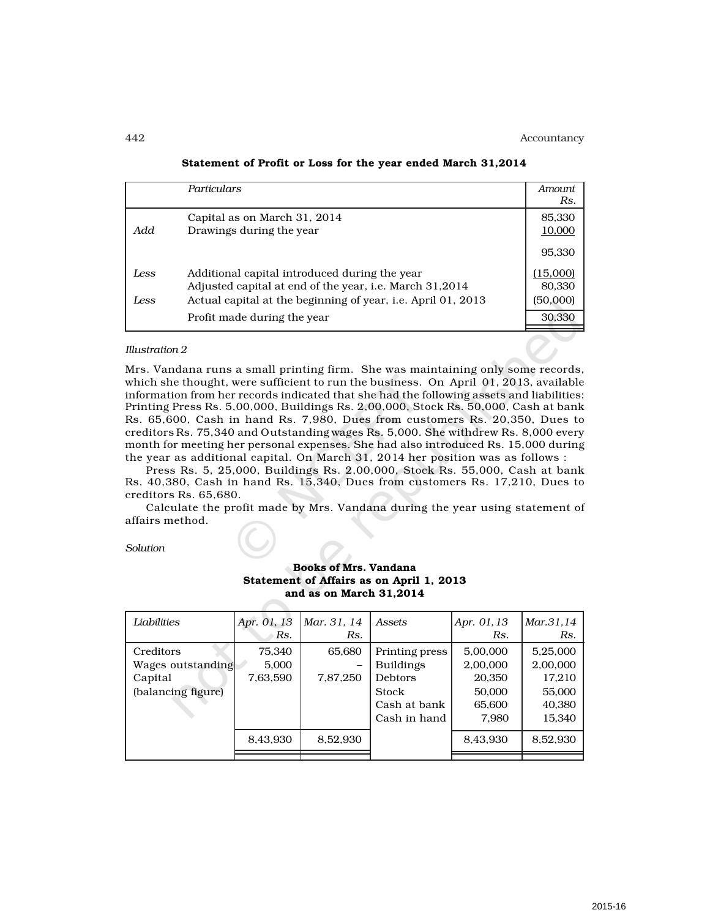**Statement of Profit or Loss for the year ended March 31,2014**

| | *Particulars* | *Amount Rs.* |
|---|---|---|
| | Capital as on March 31, 2014 | 85,330 |
| *Add* | Drawings during the year | 10,000 |
| | | 95,330 |
| *Less* | Additional capital introduced during the year | (15,000) |
| | Adjusted capital at end of the year, i.e. March 31,2014 | 80,330 |
| *Less* | Actual capital at the beginning of year, i.e. April 01, 2013 | (50,000) |
| | Profit made during the year | 30,330 |

*Illustration 2*

Mrs. Vandana runs a small printing firm. She was maintaining only some records, which she thought, were sufficient to run the business. On April 01, 2013, available information from her records indicated that she had the following assets and liabilities: Printing Press Rs. 5,00,000, Buildings Rs. 2,00,000, Stock Rs. 50,000, Cash at bank Rs. 65,600, Cash in hand Rs. 7,980, Dues from customers Rs. 20,350, Dues to creditors Rs. 75,340 and Outstanding wages Rs. 5,000. She withdrew Rs. 8,000 every month for meeting her personal expenses. She had also introduced Rs. 15,000 during the year as additional capital. On March 31, 2014 her position was as follows :

Press Rs. 5, 25,000, Buildings Rs. 2,00,000, Stock Rs. 55,000, Cash at bank Rs. 40,380, Cash in hand Rs. 15,340, Dues from customers Rs. 17,210, Dues to creditors Rs. 65,680.

Calculate the profit made by Mrs. Vandana during the year using statement of affairs method.

*Solution*

**Books of Mrs. Vandana**
**Statement of Affairs as on April 1, 2013**
**and as on March 31,2014**

| *Liabilities* | *Apr. 01, 13 Rs.* | *Mar. 31, 14 Rs.* | *Assets* | *Apr. 01, 13 Rs.* | *Mar.31,14 Rs.* |
|---|---|---|---|---|---|
| Creditors | 75,340 | 65,680 | Printing press | 5,00,000 | 5,25,000 |
| Wages outstanding | 5,000 | – | Buildings | 2,00,000 | 2,00,000 |
| Capital | 7,63,590 | 7,87,250 | Debtors | 20,350 | 17,210 |
| (balancing figure) | | | Stock | 50,000 | 55,000 |
| | | | Cash at bank | 65,600 | 40,380 |
| | | | Cash in hand | 7,980 | 15,340 |
| | 8,43,930 | 8,52,930 | | 8,43,930 | 8,52,930 |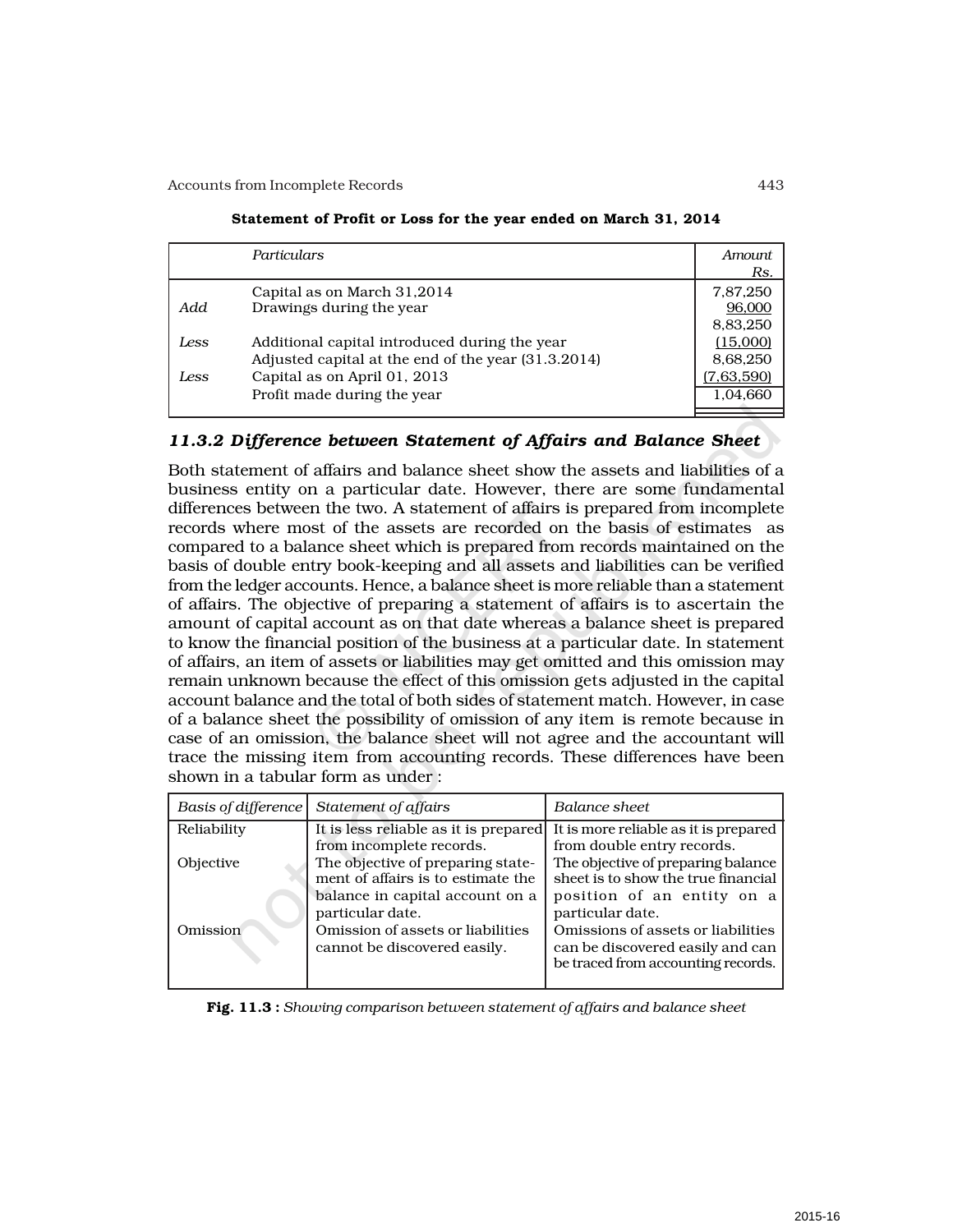**Statement of Profit or Loss for the year ended on March 31, 2014**

| | *Particulars* | *Amount Rs.* |
|---|---|---|
| | Capital as on March 31,2014 | 7,87,250 |
| *Add* | Drawings during the year | 96,000 |
| | | 8,83,250 |
| *Less* | Additional capital introduced during the year | (15,000) |
| | Adjusted capital at the end of the year (31.3.2014) | 8,68,250 |
| *Less* | Capital as on April 01, 2013 | (7,63,590) |
| | Profit made during the year | 1,04,660 |

### *11.3.2 Difference between Statement of Affairs and Balance Sheet*

Both statement of affairs and balance sheet show the assets and liabilities of a business entity on a particular date. However, there are some fundamental differences between the two. A statement of affairs is prepared from incomplete records where most of the assets are recorded on the basis of estimates as compared to a balance sheet which is prepared from records maintained on the basis of double entry book-keeping and all assets and liabilities can be verified from the ledger accounts. Hence, a balance sheet is more reliable than a statement of affairs. The objective of preparing a statement of affairs is to ascertain the amount of capital account as on that date whereas a balance sheet is prepared to know the financial position of the business at a particular date. In statement of affairs, an item of assets or liabilities may get omitted and this omission may remain unknown because the effect of this omission gets adjusted in the capital account balance and the total of both sides of statement match. However, in case of a balance sheet the possibility of omission of any item is remote because in case of an omission, the balance sheet will not agree and the accountant will trace the missing item from accounting records. These differences have been shown in a tabular form as under :

| *Basis of difference* | *Statement of affairs* | *Balance sheet* |
|---|---|---|
| Reliability | It is less reliable as it is prepared from incomplete records. | It is more reliable as it is prepared from double entry records. |
| Objective | The objective of preparing statement of affairs is to estimate the balance in capital account on a particular date. | The objective of preparing balance sheet is to show the true financial position of an entity on a particular date. |
| Omission | Omission of assets or liabilities cannot be discovered easily. | Omissions of assets or liabilities can be discovered easily and can be traced from accounting records. |

**Fig. 11.3 :** *Showing comparison between statement of affairs and balance sheet*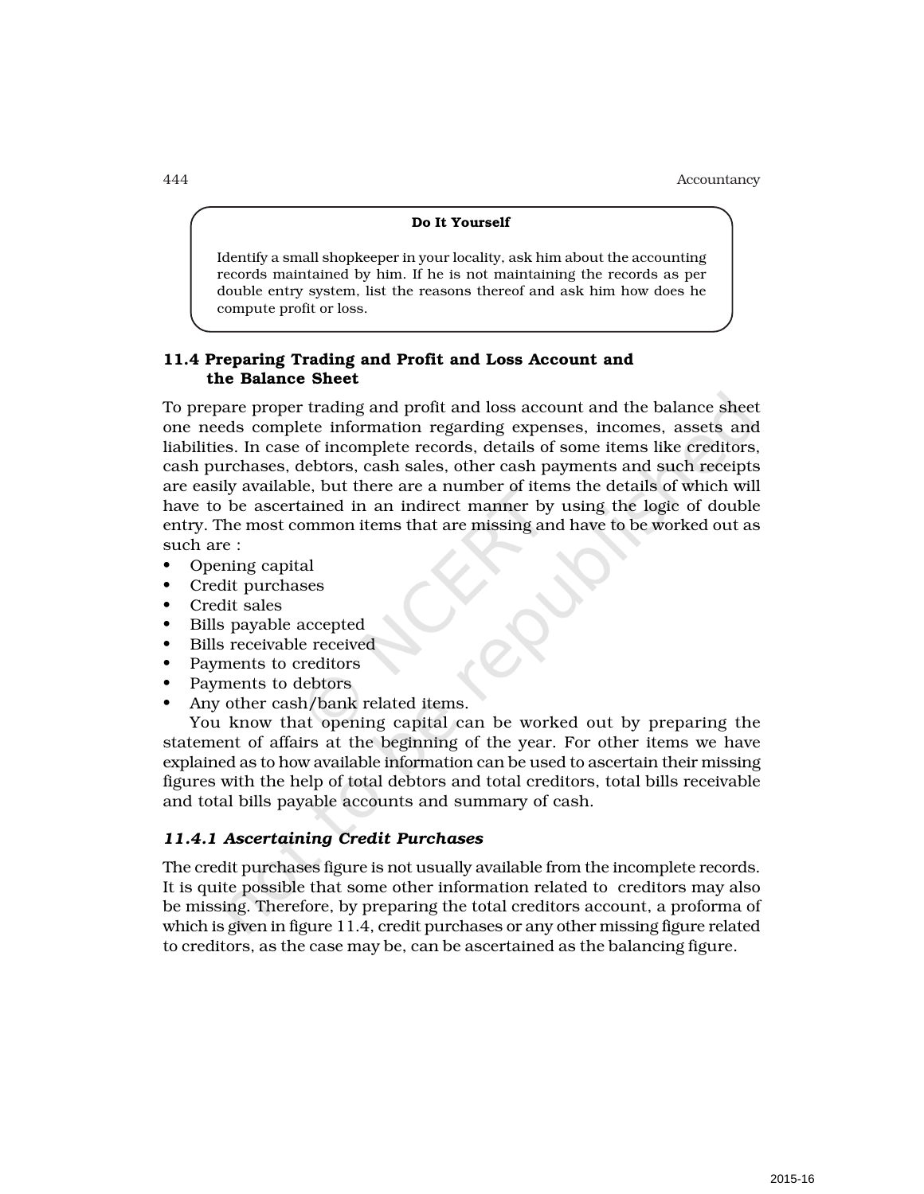**Do It Yourself**

Identify a small shopkeeper in your locality, ask him about the accounting records maintained by him. If he is not maintaining the records as per double entry system, list the reasons thereof and ask him how does he compute profit or loss.

## 11.4 Preparing Trading and Profit and Loss Account and the Balance Sheet

To prepare proper trading and profit and loss account and the balance sheet one needs complete information regarding expenses, incomes, assets and liabilities. In case of incomplete records, details of some items like creditors, cash purchases, debtors, cash sales, other cash payments and such receipts are easily available, but there are a number of items the details of which will have to be ascertained in an indirect manner by using the logic of double entry. The most common items that are missing and have to be worked out as such are :

- Opening capital
- Credit purchases
- Credit sales
- Bills payable accepted
- Bills receivable received
- Payments to creditors
- Payments to debtors
- Any other cash/bank related items.

You know that opening capital can be worked out by preparing the statement of affairs at the beginning of the year. For other items we have explained as to how available information can be used to ascertain their missing figures with the help of total debtors and total creditors, total bills receivable and total bills payable accounts and summary of cash.

### *11.4.1 Ascertaining Credit Purchases*

The credit purchases figure is not usually available from the incomplete records. It is quite possible that some other information related to creditors may also be missing. Therefore, by preparing the total creditors account, a proforma of which is given in figure 11.4, credit purchases or any other missing figure related to creditors, as the case may be, can be ascertained as the balancing figure.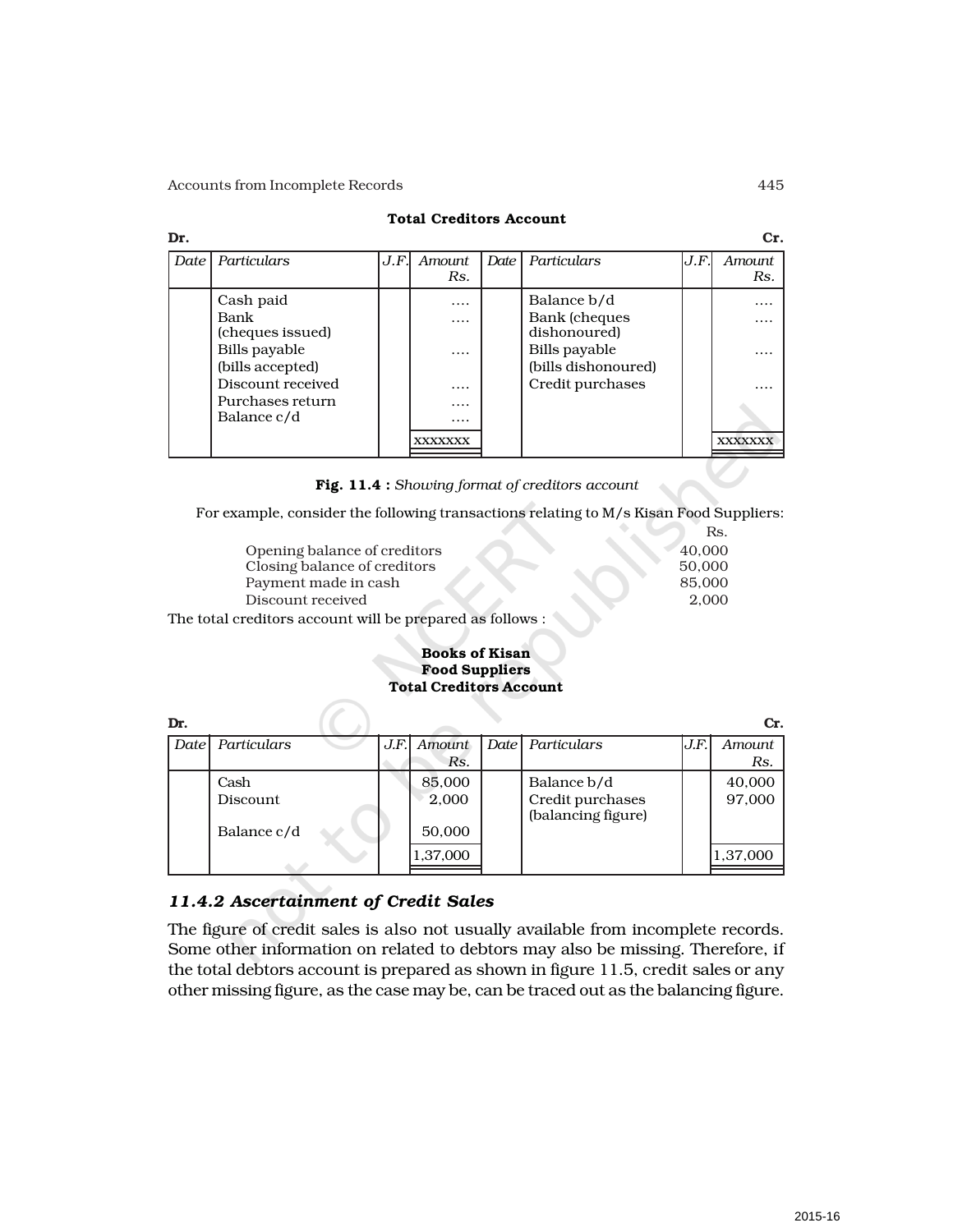**Total Creditors Account**

Dr. Cr.

| Date | Particulars | J.F. | Amount Rs. | Date | Particulars | J.F. | Amount Rs. |
|---|---|---|---|---|---|---|---|
| | Cash paid | | .... | | Balance b/d | | .... |
| | Bank (cheques issued) | | .... | | Bank (cheques dishonoured) | | .... |
| | Bills payable (bills accepted) | | .... | | Bills payable (bills dishonoured) | | .... |
| | Discount received | | .... | | Credit purchases | | .... |
| | Purchases return | | .... | | | | |
| | Balance c/d | | .... | | | | |
| | | | xxxxxxx | | | | xxxxxxx |

**Fig. 11.4 :** *Showing format of creditors account*

For example, consider the following transactions relating to M/s Kisan Food Suppliers:

| | Rs. |
|---|---|
| Opening balance of creditors | 40,000 |
| Closing balance of creditors | 50,000 |
| Payment made in cash | 85,000 |
| Discount received | 2,000 |

The total creditors account will be prepared as follows :

**Books of Kisan Food Suppliers**
**Total Creditors Account**

Dr. Cr.

| Date | Particulars | J.F. | Amount Rs. | Date | Particulars | J.F. | Amount Rs. |
|---|---|---|---|---|---|---|---|
| | Cash | | 85,000 | | Balance b/d | | 40,000 |
| | Discount | | 2,000 | | Credit purchases (balancing figure) | | 97,000 |
| | Balance c/d | | 50,000 | | | | |
| | | | 1,37,000 | | | | 1,37,000 |

### *11.4.2 Ascertainment of Credit Sales*

The figure of credit sales is also not usually available from incomplete records. Some other information on related to debtors may also be missing. Therefore, if the total debtors account is prepared as shown in figure 11.5, credit sales or any other missing figure, as the case may be, can be traced out as the balancing figure.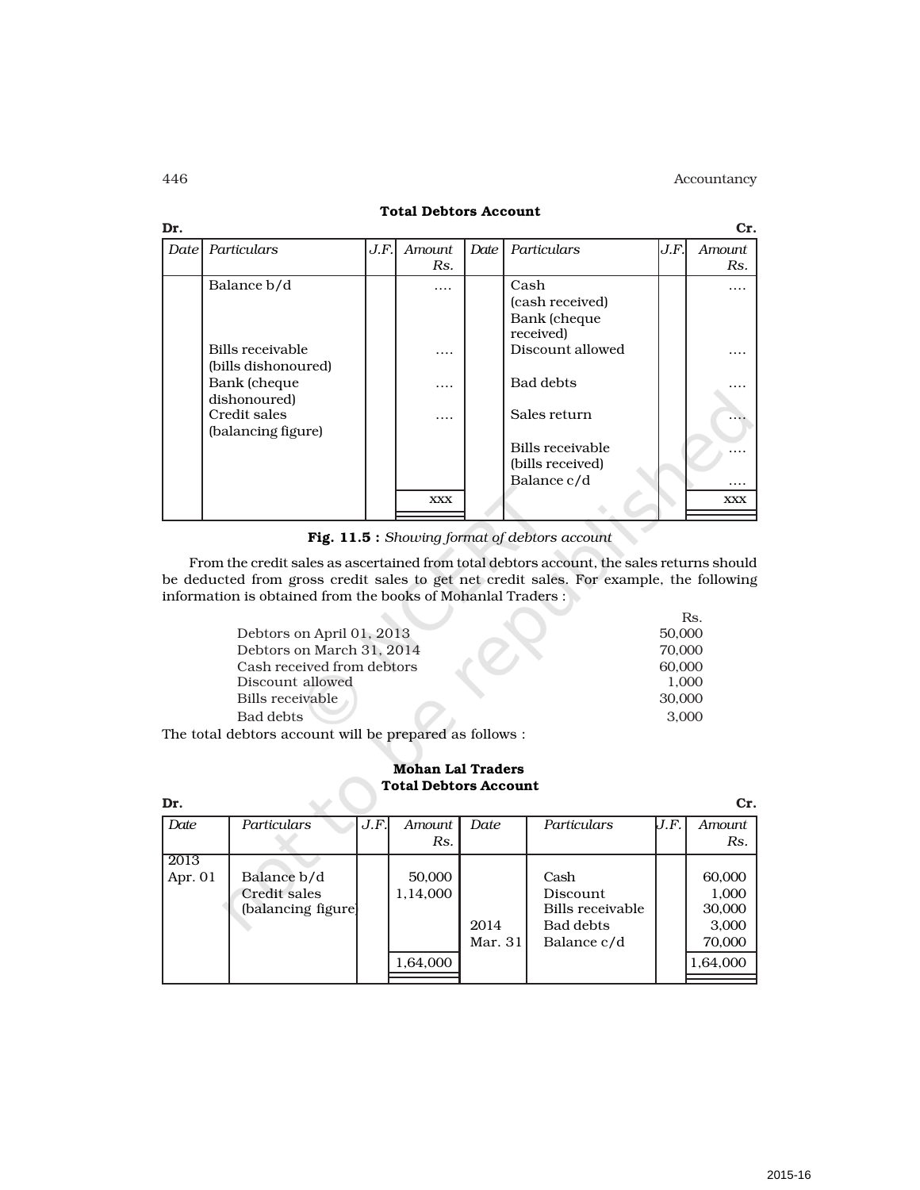**Total Debtors Account**

| Dr. | | | | | | | Cr. |
|---|---|---|---|---|---|---|---|
| *Date* | *Particulars* | *J.F.* | *Amount Rs.* | *Date* | *Particulars* | *J.F.* | *Amount Rs.* |
| | Balance b/d | | .... | | Cash (cash received) Bank (cheque received) | | .... |
| | Bills receivable (bills dishonoured) | | .... | | Discount allowed | | .... |
| | Bank (cheque dishonoured) | | .... | | Bad debts | | .... |
| | Credit sales (balancing figure) | | .... | | Sales return | | .... |
| | | | | | Bills receivable (bills received) | | .... |
| | | | | | Balance c/d | | .... |
| | | | xxx | | | | xxx |

**Fig. 11.5 :** *Showing format of debtors account*

From the credit sales as ascertained from total debtors account, the sales returns should be deducted from gross credit sales to get net credit sales. For example, the following information is obtained from the books of Mohanlal Traders :

| | Rs. |
|---|---|
| Debtors on April 01, 2013 | 50,000 |
| Debtors on March 31, 2014 | 70,000 |
| Cash received from debtors | 60,000 |
| Discount allowed | 1,000 |
| Bills receivable | 30,000 |
| Bad debts | 3,000 |

The total debtors account will be prepared as follows :

**Mohan Lal Traders**
**Total Debtors Account**

| Dr. | | | | | | | Cr. |
|---|---|---|---|---|---|---|---|
| *Date* | *Particulars* | *J.F.* | *Amount Rs.* | *Date* | *Particulars* | *J.F.* | *Amount Rs.* |
| 2013 Apr. 01 | Balance b/d | | 50,000 | | Cash | | 60,000 |
| | Credit sales (balancing figure) | | 1,14,000 | | Discount | | 1,000 |
| | | | | | Bills receivable | | 30,000 |
| | | | | 2014 | Bad debts | | 3,000 |
| | | | | Mar. 31 | Balance c/d | | 70,000 |
| | | | 1,64,000 | | | | 1,64,000 |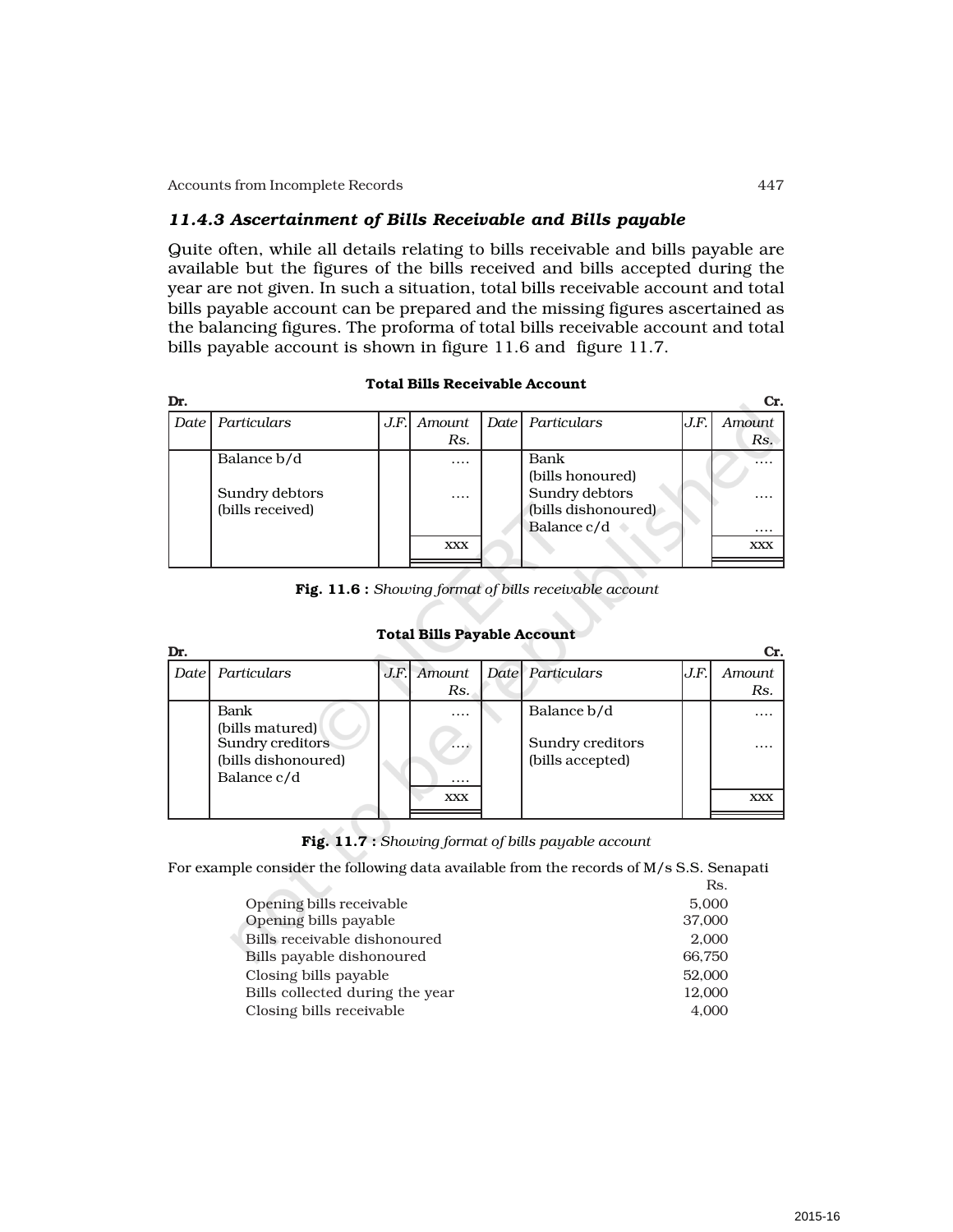### 11.4.3 Ascertainment of Bills Receivable and Bills payable

Quite often, while all details relating to bills receivable and bills payable are available but the figures of the bills received and bills accepted during the year are not given. In such a situation, total bills receivable account and total bills payable account can be prepared and the missing figures ascertained as the balancing figures. The proforma of total bills receivable account and total bills payable account is shown in figure 11.6 and figure 11.7.

**Total Bills Receivable Account**

**Dr.** **Cr.**

| Date | Particulars | J.F. | Amount Rs. | Date | Particulars | J.F. | Amount Rs. |
|---|---|---|---|---|---|---|---|
| | Balance b/d | | .... | | Bank (bills honoured) | | .... |
| | Sundry debtors (bills received) | | .... | | Sundry debtors (bills dishonoured) | | .... |
| | | | | | Balance c/d | | .... |
| | | | xxx | | | | xxx |

**Fig. 11.6 :** *Showing format of bills receivable account*

**Total Bills Payable Account**

**Dr.** **Cr.**

| Date | Particulars | J.F. | Amount Rs. | Date | Particulars | J.F. | Amount Rs. |
|---|---|---|---|---|---|---|---|
| | Bank (bills matured) | | .... | | Balance b/d | | .... |
| | Sundry creditors (bills dishonoured) | | .... | | Sundry creditors (bills accepted) | | .... |
| | Balance c/d | | .... | | | | |
| | | | xxx | | | | xxx |

**Fig. 11.7 :** *Showing format of bills payable account*

For example consider the following data available from the records of M/s S.S. Senapati

| | Rs. |
|---|---|
| Opening bills receivable | 5,000 |
| Opening bills payable | 37,000 |
| Bills receivable dishonoured | 2,000 |
| Bills payable dishonoured | 66,750 |
| Closing bills payable | 52,000 |
| Bills collected during the year | 12,000 |
| Closing bills receivable | 4,000 |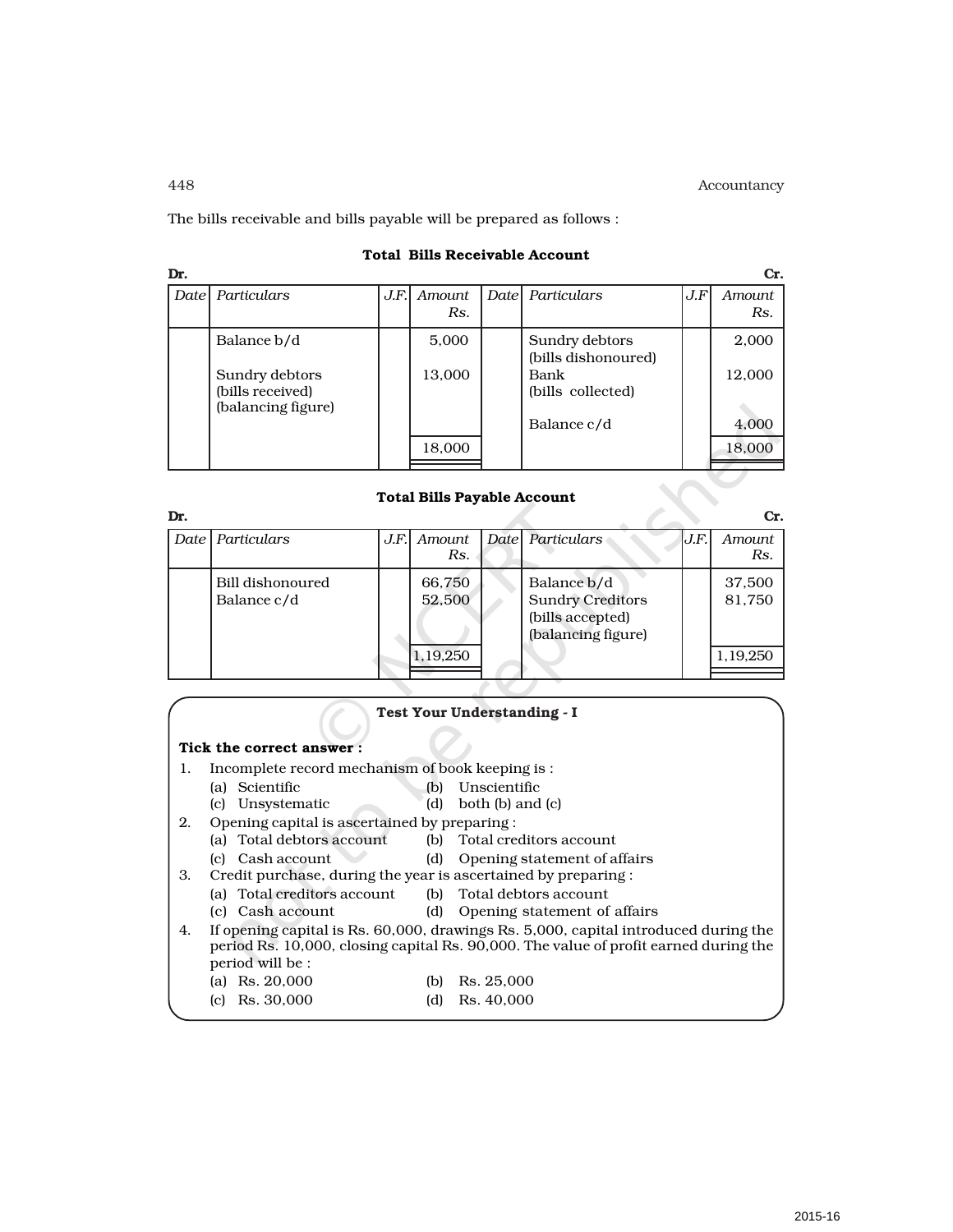The bills receivable and bills payable will be prepared as follows :

**Total Bills Receivable Account**

Dr. Cr.

| Date | Particulars | J.F. | Amount Rs. | Date | Particulars | J.F | Amount Rs. |
|---|---|---|---|---|---|---|---|
| | Balance b/d | | 5,000 | | Sundry debtors (bills dishonoured) | | 2,000 |
| | Sundry debtors (bills received) (balancing figure) | | 13,000 | | Bank (bills collected) | | 12,000 |
| | | | | | Balance c/d | | 4,000 |
| | | | 18,000 | | | | 18,000 |

**Total Bills Payable Account**

Dr. Cr.

| Date | Particulars | J.F. | Amount Rs. | Date | Particulars | J.F. | Amount Rs. |
|---|---|---|---|---|---|---|---|
| | Bill dishonoured | | 66,750 | | Balance b/d | | 37,500 |
| | Balance c/d | | 52,500 | | Sundry Creditors (bills accepted) (balancing figure) | | 81,750 |
| | | | 1,19,250 | | | | 1,19,250 |

**Test Your Understanding - I**

**Tick the correct answer :**

1. Incomplete record mechanism of book keeping is :
   (a) Scientific (b) Unscientific
   (c) Unsystematic (d) both (b) and (c)
2. Opening capital is ascertained by preparing :
   (a) Total debtors account (b) Total creditors account
   (c) Cash account (d) Opening statement of affairs
3. Credit purchase, during the year is ascertained by preparing :
   (a) Total creditors account (b) Total debtors account
   (c) Cash account (d) Opening statement of affairs
4. If opening capital is Rs. 60,000, drawings Rs. 5,000, capital introduced during the period Rs. 10,000, closing capital Rs. 90,000. The value of profit earned during the period will be :
   (a) Rs. 20,000 (b) Rs. 25,000
   (c) Rs. 30,000 (d) Rs. 40,000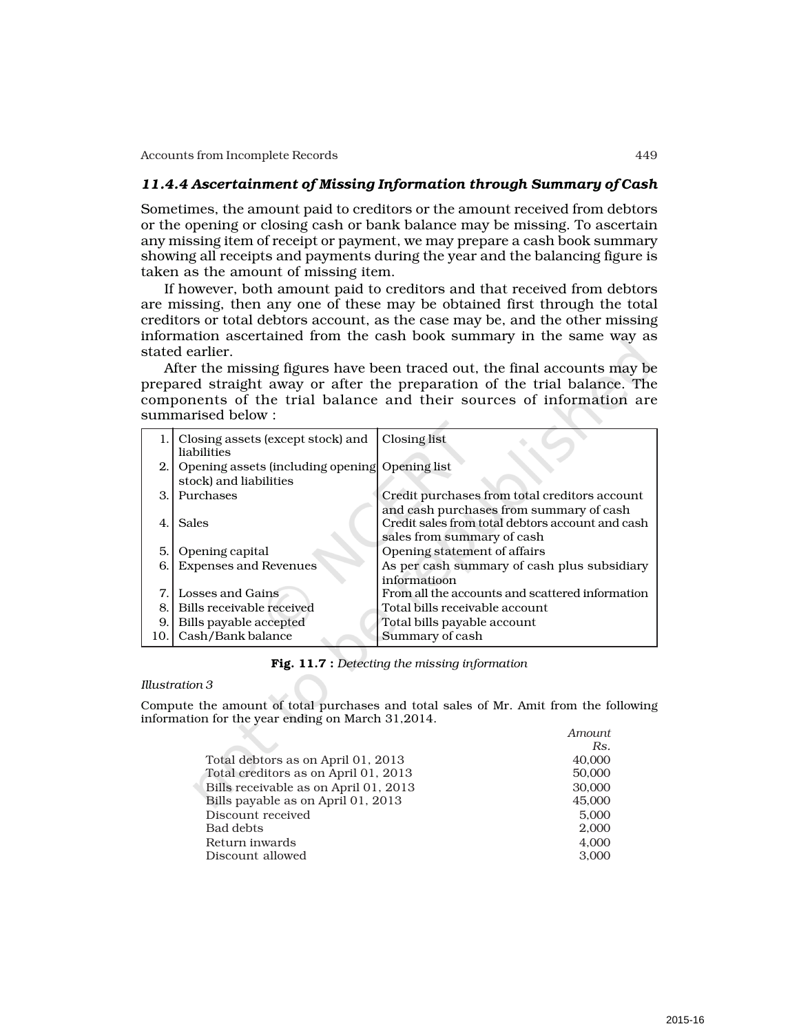### *11.4.4 Ascertainment of Missing Information through Summary of Cash*

Sometimes, the amount paid to creditors or the amount received from debtors or the opening or closing cash or bank balance may be missing. To ascertain any missing item of receipt or payment, we may prepare a cash book summary showing all receipts and payments during the year and the balancing figure is taken as the amount of missing item.

If however, both amount paid to creditors and that received from debtors are missing, then any one of these may be obtained first through the total creditors or total debtors account, as the case may be, and the other missing information ascertained from the cash book summary in the same way as stated earlier.

After the missing figures have been traced out, the final accounts may be prepared straight away or after the preparation of the trial balance. The components of the trial balance and their sources of information are summarised below :

| | | |
|---|---|---|
| 1. | Closing assets (except stock) and liabilities | Closing list |
| 2. | Opening assets (including opening stock) and liabilities | Opening list |
| 3. | Purchases | Credit purchases from total creditors account and cash purchases from summary of cash |
| 4. | Sales | Credit sales from total debtors account and cash sales from summary of cash |
| 5. | Opening capital | Opening statement of affairs |
| 6. | Expenses and Revenues | As per cash summary of cash plus subsidiary informatioon |
| 7. | Losses and Gains | From all the accounts and scattered information |
| 8. | Bills receivable received | Total bills receivable account |
| 9. | Bills payable accepted | Total bills payable account |
| 10. | Cash/Bank balance | Summary of cash |

**Fig. 11.7 :** *Detecting the missing information*

*Illustration 3*

Compute the amount of total purchases and total sales of Mr. Amit from the following information for the year ending on March 31,2014.

| | *Amount* *Rs.* |
|---|---|
| Total debtors as on April 01, 2013 | 40,000 |
| Total creditors as on April 01, 2013 | 50,000 |
| Bills receivable as on April 01, 2013 | 30,000 |
| Bills payable as on April 01, 2013 | 45,000 |
| Discount received | 5,000 |
| Bad debts | 2,000 |
| Return inwards | 4,000 |
| Discount allowed | 3,000 |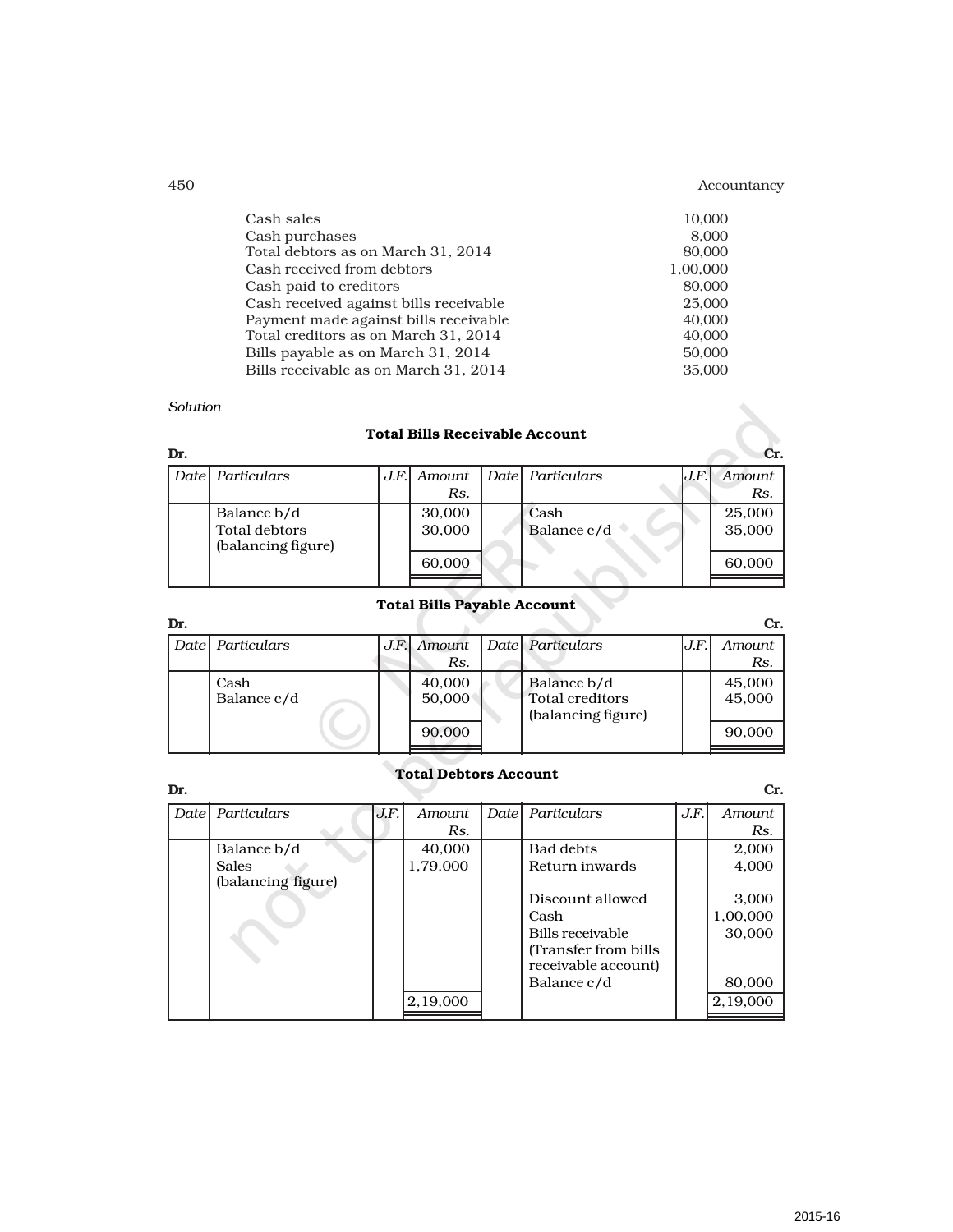| | |
|---|---|
| Cash sales | 10,000 |
| Cash purchases | 8,000 |
| Total debtors as on March 31, 2014 | 80,000 |
| Cash received from debtors | 1,00,000 |
| Cash paid to creditors | 80,000 |
| Cash received against bills receivable | 25,000 |
| Payment made against bills receivable | 40,000 |
| Total creditors as on March 31, 2014 | 40,000 |
| Bills payable as on March 31, 2014 | 50,000 |
| Bills receivable as on March 31, 2014 | 35,000 |

*Solution*

**Total Bills Receivable Account**

**Dr.** **Cr.**

| *Date* | *Particulars* | *J.F.* | *Amount Rs.* | *Date* | *Particulars* | *J.F.* | *Amount Rs.* |
|---|---|---|---|---|---|---|---|
| | Balance b/d | | 30,000 | | Cash | | 25,000 |
| | Total debtors (balancing figure) | | 30,000 | | Balance c/d | | 35,000 |
| | | | 60,000 | | | | 60,000 |

**Total Bills Payable Account**

**Dr.** **Cr.**

| *Date* | *Particulars* | *J.F.* | *Amount Rs.* | *Date* | *Particulars* | *J.F.* | *Amount Rs.* |
|---|---|---|---|---|---|---|---|
| | Cash | | 40,000 | | Balance b/d | | 45,000 |
| | Balance c/d | | 50,000 | | Total creditors (balancing figure) | | 45,000 |
| | | | 90,000 | | | | 90,000 |

**Total Debtors Account**

**Dr.** **Cr.**

| *Date* | *Particulars* | *J.F.* | *Amount Rs.* | *Date* | *Particulars* | *J.F.* | *Amount Rs.* |
|---|---|---|---|---|---|---|---|
| | Balance b/d | | 40,000 | | Bad debts | | 2,000 |
| | Sales (balancing figure) | | 1,79,000 | | Return inwards | | 4,000 |
| | | | | | Discount allowed | | 3,000 |
| | | | | | Cash | | 1,00,000 |
| | | | | | Bills receivable (Transfer from bills receivable account) | | 30,000 |
| | | | | | Balance c/d | | 80,000 |
| | | | 2,19,000 | | | | 2,19,000 |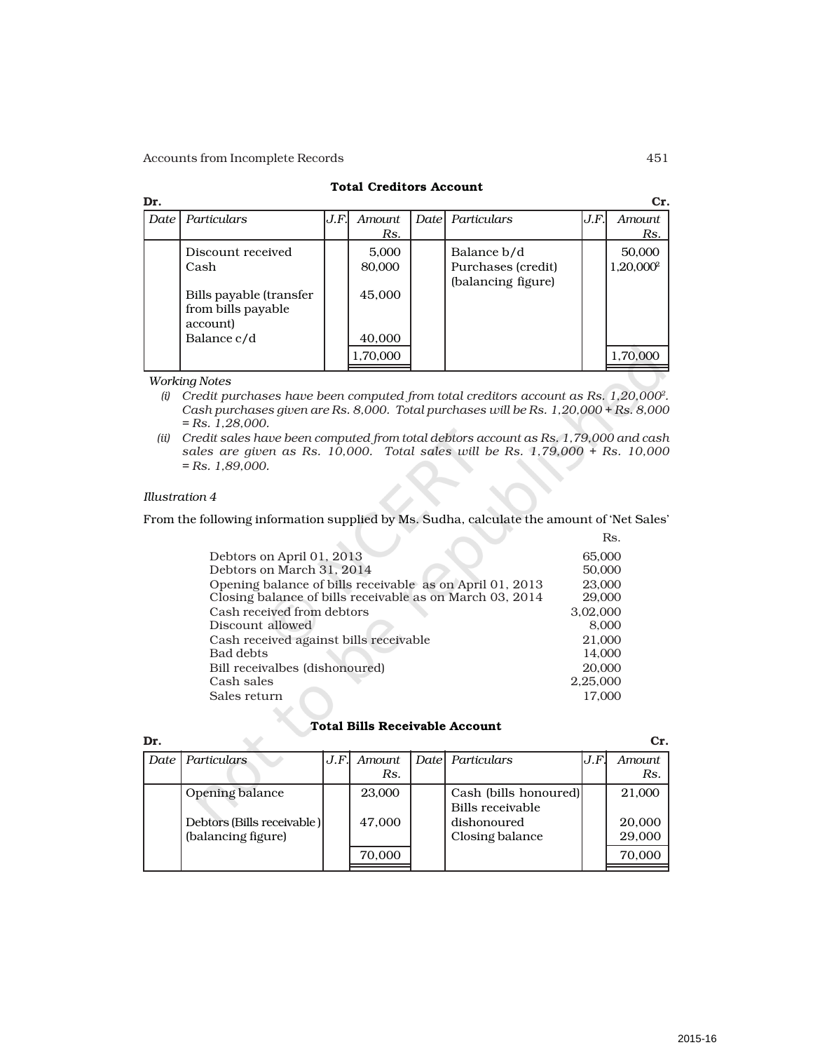**Total Creditors Account**

**Dr.** **Cr.**

| Date | Particulars | J.F. | Amount Rs. | Date | Particulars | J.F. | Amount Rs. |
|---|---|---|---|---|---|---|---|
| | Discount received | | 5,000 | | Balance b/d | | 50,000 |
| | Cash | | 80,000 | | Purchases (credit) (balancing figure) | | 1,20,000[2] |
| | Bills payable (transfer from bills payable account) | | 45,000 | | | | |
| | Balance c/d | | 40,000 | | | | |
| | | | 1,70,000 | | | | 1,70,000 |

*Working Notes*

(i) *Credit purchases have been computed from total creditors account as Rs. 1,20,000[2]. Cash purchases given are Rs. 8,000. Total purchases will be Rs. 1,20,000 + Rs. 8,000 = Rs. 1,28,000.*

(ii) *Credit sales have been computed from total debtors account as Rs. 1,79,000 and cash sales are given as Rs. 10,000. Total sales will be Rs. 1,79,000 + Rs. 10,000 = Rs. 1,89,000.*

*Illustration 4*

From the following information supplied by Ms. Sudha, calculate the amount of 'Net Sales'

| | Rs. |
|---|---|
| Debtors on April 01, 2013 | 65,000 |
| Debtors on March 31, 2014 | 50,000 |
| Opening balance of bills receivable as on April 01, 2013 | 23,000 |
| Closing balance of bills receivable as on March 03, 2014 | 29,000 |
| Cash received from debtors | 3,02,000 |
| Discount allowed | 8,000 |
| Cash received against bills receivable | 21,000 |
| Bad debts | 14,000 |
| Bill receivalbes (dishonoured) | 20,000 |
| Cash sales | 2,25,000 |
| Sales return | 17,000 |

**Total Bills Receivable Account**

**Dr.** **Cr.**

| Date | Particulars | J.F. | Amount Rs. | Date | Particulars | J.F. | Amount Rs. |
|---|---|---|---|---|---|---|---|
| | Opening balance | | 23,000 | | Cash (bills honoured) | | 21,000 |
| | Debtors (Bills receivable) (balancing figure) | | 47,000 | | Bills receivable dishonoured | | 20,000 |
| | | | | | Closing balance | | 29,000 |
| | | | 70,000 | | | | 70,000 |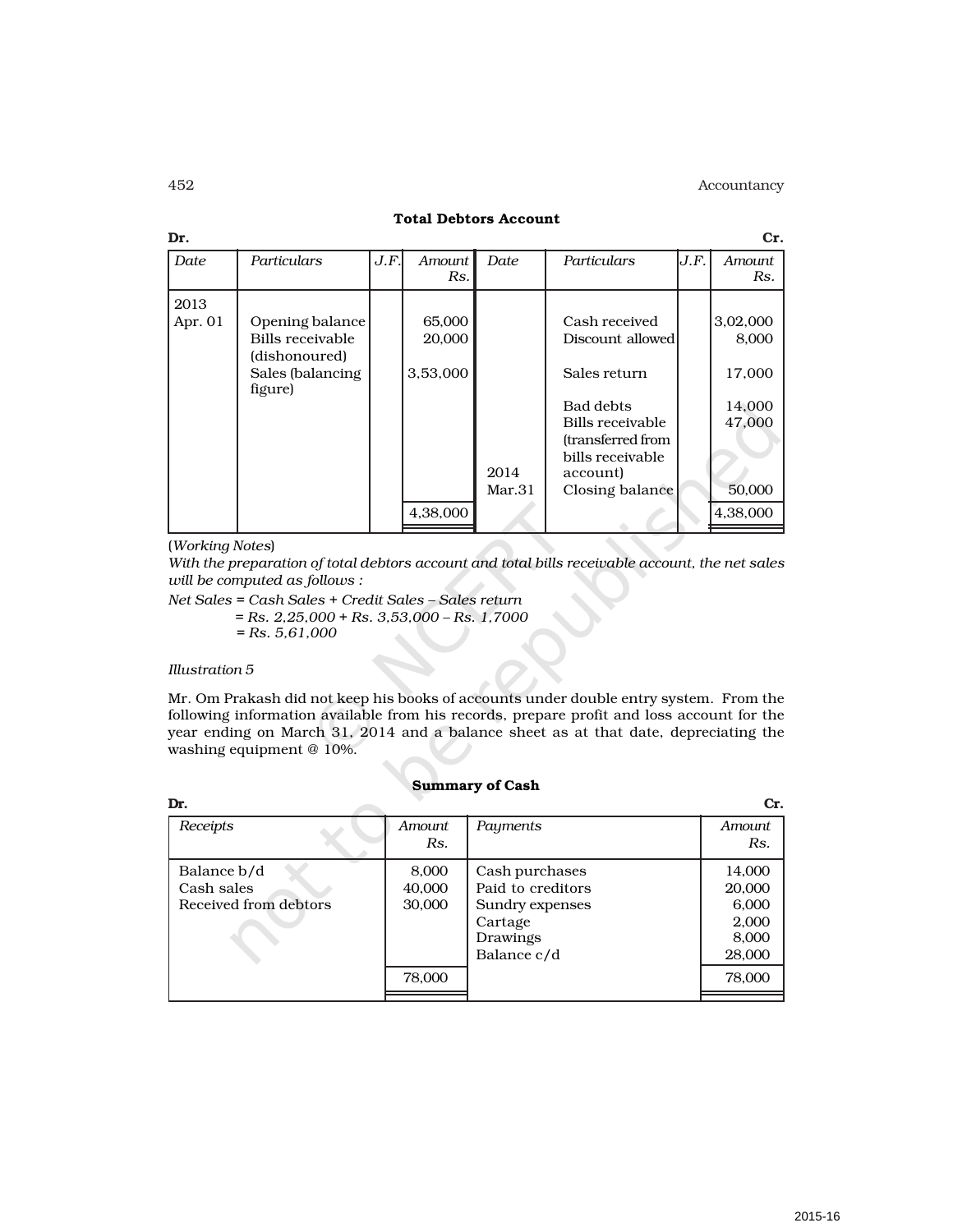**Total Debtors Account**

| Dr. | | | | | | | Cr. |
|---|---|---|---|---|---|---|---|
| *Date* | *Particulars* | *J.F.* | *Amount Rs.* | *Date* | *Particulars* | *J.F.* | *Amount Rs.* |
| 2013 Apr. 01 | Opening balance | | 65,000 | | Cash received | | 3,02,000 |
| | Bills receivable (dishonoured) | | 20,000 | | Discount allowed | | 8,000 |
| | Sales (balancing figure) | | 3,53,000 | | Sales return | | 17,000 |
| | | | | | Bad debts | | 14,000 |
| | | | | | Bills receivable (transferred from bills receivable account) | | 47,000 |
| | | | | 2014 Mar.31 | Closing balance | | 50,000 |
| | | | 4,38,000 | | | | 4,38,000 |

(*Working Notes*)

*With the preparation of total debtors account and total bills receivable account, the net sales will be computed as follows :*

*Net Sales = Cash Sales + Credit Sales – Sales return*
*= Rs. 2,25,000 + Rs. 3,53,000 – Rs. 1,7000*
*= Rs. 5,61,000*

*Illustration 5*

Mr. Om Prakash did not keep his books of accounts under double entry system. From the following information available from his records, prepare profit and loss account for the year ending on March 31, 2014 and a balance sheet as at that date, depreciating the washing equipment @ 10%.

**Summary of Cash**

| Dr. | | | Cr. |
|---|---|---|---|
| *Receipts* | *Amount Rs.* | *Payments* | *Amount Rs.* |
| Balance b/d | 8,000 | Cash purchases | 14,000 |
| Cash sales | 40,000 | Paid to creditors | 20,000 |
| Received from debtors | 30,000 | Sundry expenses | 6,000 |
| | | Cartage | 2,000 |
| | | Drawings | 8,000 |
| | | Balance c/d | 28,000 |
| | 78,000 | | 78,000 |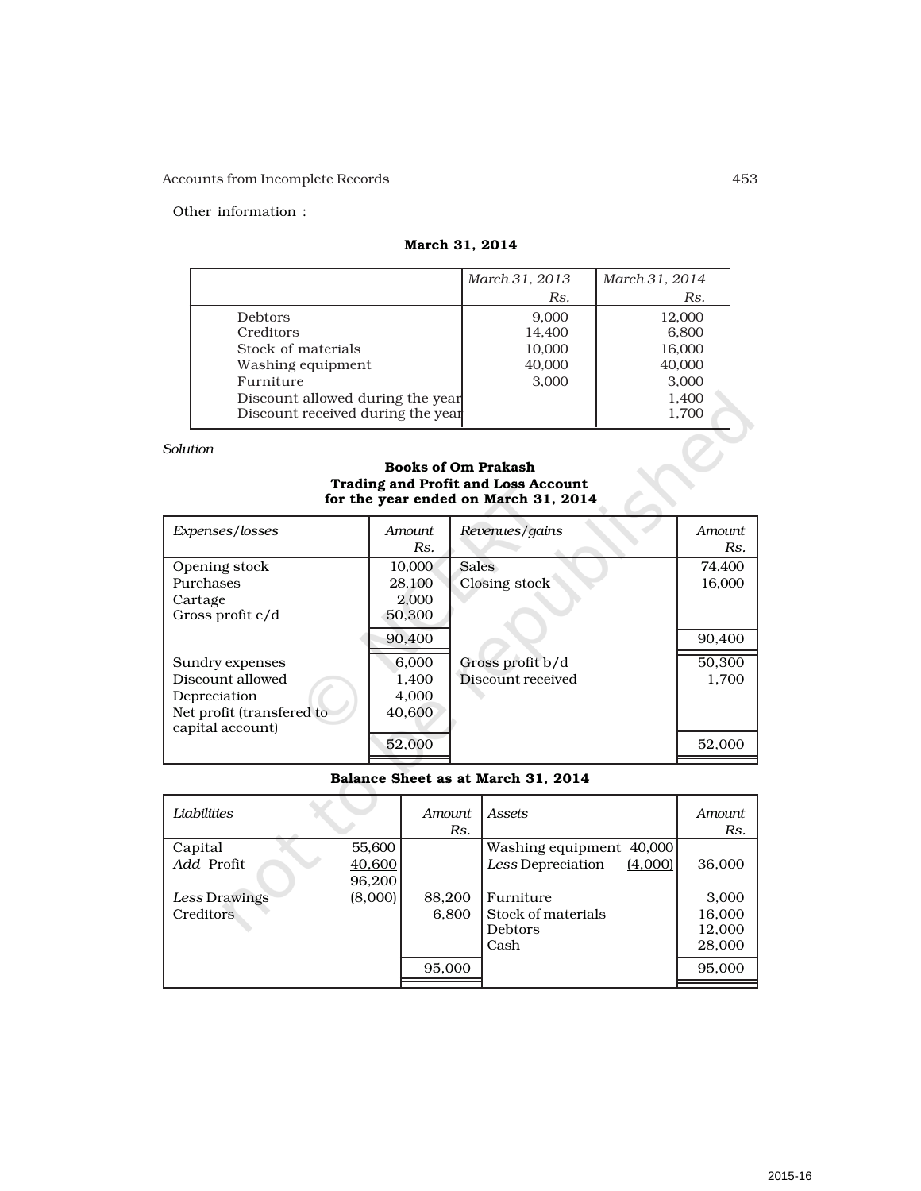Other information :

**March 31, 2014**

| | March 31, 2013 Rs. | March 31, 2014 Rs. |
|---|---|---|
| Debtors | 9,000 | 12,000 |
| Creditors | 14,400 | 6,800 |
| Stock of materials | 10,000 | 16,000 |
| Washing equipment | 40,000 | 40,000 |
| Furniture | 3,000 | 3,000 |
| Discount allowed during the year | | 1,400 |
| Discount received during the year | | 1,700 |

*Solution*

**Books of Om Prakash**
**Trading and Profit and Loss Account**
**for the year ended on March 31, 2014**

| *Expenses/losses* | *Amount* Rs. | *Revenues/gains* | *Amount* Rs. |
|---|---|---|---|
| Opening stock | 10,000 | Sales | 74,400 |
| Purchases | 28,100 | Closing stock | 16,000 |
| Cartage | 2,000 | | |
| Gross profit c/d | 50,300 | | |
| | 90,400 | | 90,400 |
| Sundry expenses | 6,000 | Gross profit b/d | 50,300 |
| Discount allowed | 1,400 | Discount received | 1,700 |
| Depreciation | 4,000 | | |
| Net profit (transfered to capital account) | 40,600 | | |
| | 52,000 | | 52,000 |

**Balance Sheet as at March 31, 2014**

| *Liabilities* | | *Amount* Rs. | *Assets* | | *Amount* Rs. |
|---|---|---|---|---|---|
| Capital | 55,600 | | Washing equipment | 40,000 | |
| *Add* Profit | 40,600 | | *Less* Depreciation | (4,000) | 36,000 |
| | 96,200 | | | | |
| *Less* Drawings | (8,000) | 88,200 | Furniture | | 3,000 |
| Creditors | | 6,800 | Stock of materials | | 16,000 |
| | | | Debtors | | 12,000 |
| | | | Cash | | 28,000 |
| | | 95,000 | | | 95,000 |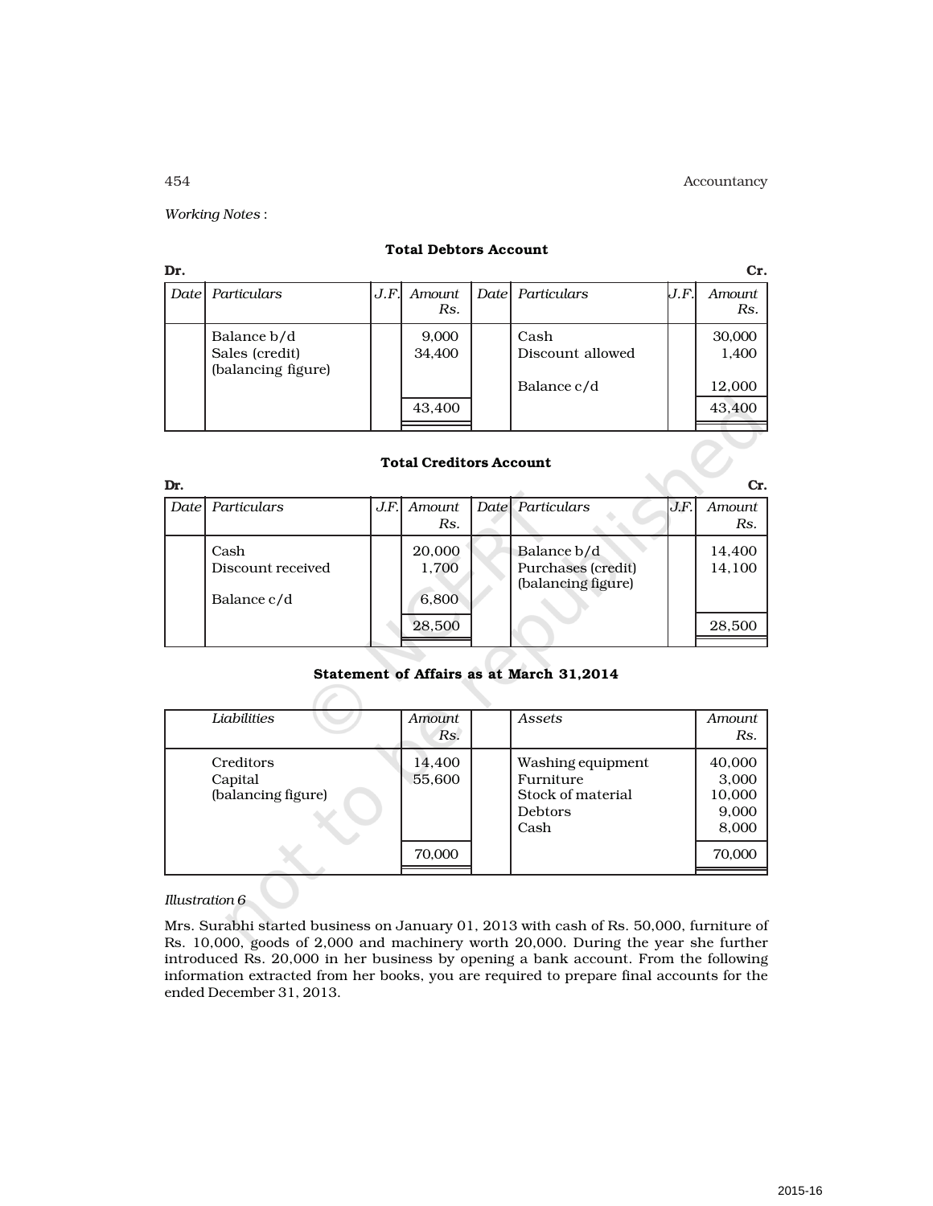*Working Notes* :

**Total Debtors Account**

| Dr. | | | | | | | Cr. |
|---|---|---|---|---|---|---|---|
| *Date* | *Particulars* | *J.F.* | *Amount Rs.* | *Date* | *Particulars* | *J.F.* | *Amount Rs.* |
| | Balance b/d | | 9,000 | | Cash | | 30,000 |
| | Sales (credit) (balancing figure) | | 34,400 | | Discount allowed | | 1,400 |
| | | | | | Balance c/d | | 12,000 |
| | | | 43,400 | | | | 43,400 |

**Total Creditors Account**

| Dr. | | | | | | | Cr. |
|---|---|---|---|---|---|---|---|
| *Date* | *Particulars* | *J.F.* | *Amount Rs.* | *Date* | *Particulars* | *J.F.* | *Amount Rs.* |
| | Cash | | 20,000 | | Balance b/d | | 14,400 |
| | Discount received | | 1,700 | | Purchases (credit) (balancing figure) | | 14,100 |
| | Balance c/d | | 6,800 | | | | |
| | | | 28,500 | | | | 28,500 |

**Statement of Affairs as at March 31,2014**

| *Liabilities* | *Amount Rs.* | | *Assets* | *Amount Rs.* |
|---|---|---|---|---|
| Creditors | 14,400 | | Washing equipment | 40,000 |
| Capital (balancing figure) | 55,600 | | Furniture | 3,000 |
| | | | Stock of material | 10,000 |
| | | | Debtors | 9,000 |
| | | | Cash | 8,000 |
| | 70,000 | | | 70,000 |

*Illustration 6*

Mrs. Surabhi started business on January 01, 2013 with cash of Rs. 50,000, furniture of Rs. 10,000, goods of 2,000 and machinery worth 20,000. During the year she further introduced Rs. 20,000 in her business by opening a bank account. From the following information extracted from her books, you are required to prepare final accounts for the ended December 31, 2013.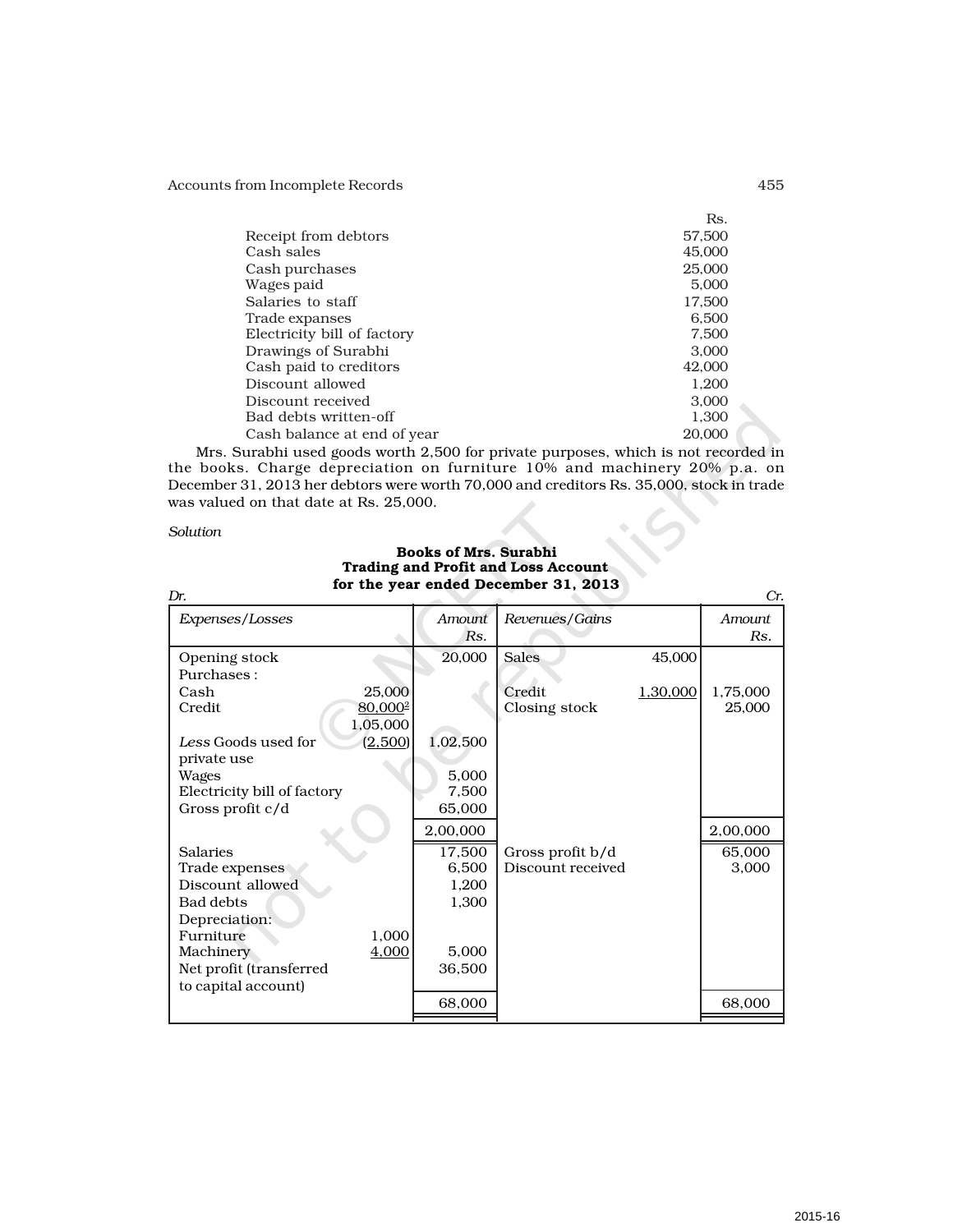| | Rs. |
|---|---|
| Receipt from debtors | 57,500 |
| Cash sales | 45,000 |
| Cash purchases | 25,000 |
| Wages paid | 5,000 |
| Salaries to staff | 17,500 |
| Trade expanses | 6,500 |
| Electricity bill of factory | 7,500 |
| Drawings of Surabhi | 3,000 |
| Cash paid to creditors | 42,000 |
| Discount allowed | 1,200 |
| Discount received | 3,000 |
| Bad debts written-off | 1,300 |
| Cash balance at end of year | 20,000 |

Mrs. Surabhi used goods worth 2,500 for private purposes, which is not recorded in the books. Charge depreciation on furniture 10% and machinery 20% p.a. on December 31, 2013 her debtors were worth 70,000 and creditors Rs. 35,000, stock in trade was valued on that date at Rs. 25,000.

*Solution*

**Books of Mrs. Surabhi**
**Trading and Profit and Loss Account**
**for the year ended December 31, 2013**

*Dr.* *Cr.*

| *Expenses/Losses* | | *Amount Rs.* | *Revenues/Gains* | | *Amount Rs.* |
|---|---|---|---|---|---|
| Opening stock | | 20,000 | Sales | 45,000 | |
| Purchases : | | | | | |
| Cash | 25,000 | | Credit | 1,30,000 | 1,75,000 |
| Credit | 80,000[2] | | Closing stock | | 25,000 |
| | 1,05,000 | | | | |
| *Less* Goods used for private use | (2,500) | 1,02,500 | | | |
| Wages | | 5,000 | | | |
| Electricity bill of factory | | 7,500 | | | |
| Gross profit c/d | | 65,000 | | | |
| | | 2,00,000 | | | 2,00,000 |
| Salaries | | 17,500 | Gross profit b/d | | 65,000 |
| Trade expenses | | 6,500 | Discount received | | 3,000 |
| Discount allowed | | 1,200 | | | |
| Bad debts | | 1,300 | | | |
| Depreciation: | | | | | |
| Furniture | 1,000 | | | | |
| Machinery | 4,000 | 5,000 | | | |
| Net profit (transferred to capital account) | | 36,500 | | | |
| | | 68,000 | | | 68,000 |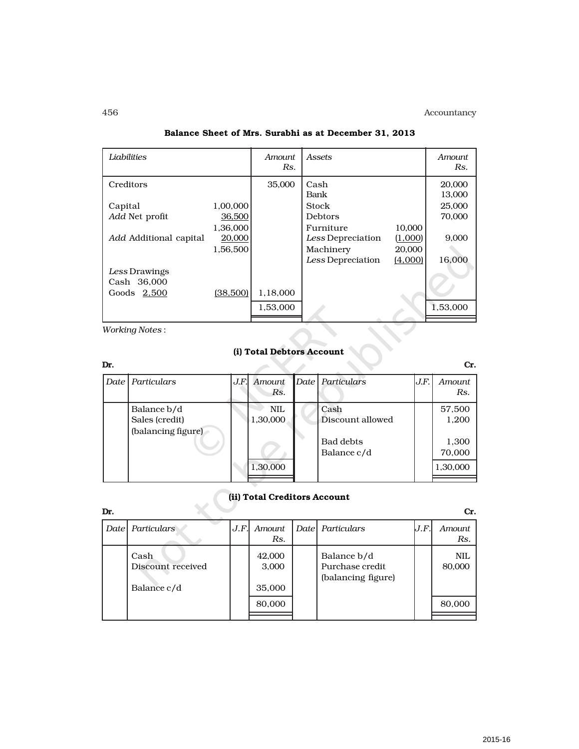**Balance Sheet of Mrs. Surabhi as at December 31, 2013**

| *Liabilities* | | *Amount Rs.* | *Assets* | | *Amount Rs.* |
|---|---|---|---|---|---|
| Creditors | | 35,000 | Cash | | 20,000 |
| | | | Bank | | 13,000 |
| Capital | 1,00,000 | | Stock | | 25,000 |
| *Add* Net profit | 36,500 | | Debtors | | 70,000 |
| | 1,36,000 | | Furniture | 10,000 | |
| *Add* Additional capital | 20,000 | | *Less* Depreciation | (1,000) | 9,000 |
| | 1,56,500 | | Machinery | 20,000 | |
| | | | *Less* Depreciation | (4,000) | 16,000 |
| *Less* Drawings | | | | | |
| Cash 36,000 | | | | | |
| Goods 2,500 | (38,500) | 1,18,000 | | | |
| | | 1,53,000 | | | 1,53,000 |

*Working Notes* :

**(i) Total Debtors Account**

**Dr.** **Cr.**

| *Date* | *Particulars* | *J.F.* | *Amount Rs.* | *Date* | *Particulars* | *J.F.* | *Amount Rs.* |
|---|---|---|---|---|---|---|---|
| | Balance b/d | | NIL | | Cash | | 57,500 |
| | Sales (credit) (balancing figure) | | 1,30,000 | | Discount allowed | | 1,200 |
| | | | | | Bad debts | | 1,300 |
| | | | | | Balance c/d | | 70,000 |
| | | | 1,30,000 | | | | 1,30,000 |

**(ii) Total Creditors Account**

**Dr.** **Cr.**

| *Date* | *Particulars* | *J.F.* | *Amount Rs.* | *Date* | *Particulars* | *J.F.* | *Amount Rs.* |
|---|---|---|---|---|---|---|---|
| | Cash | | 42,000 | | Balance b/d | | NIL |
| | Discount received | | 3,000 | | Purchase credit (balancing figure) | | 80,000 |
| | Balance c/d | | 35,000 | | | | |
| | | | 80,000 | | | | 80,000 |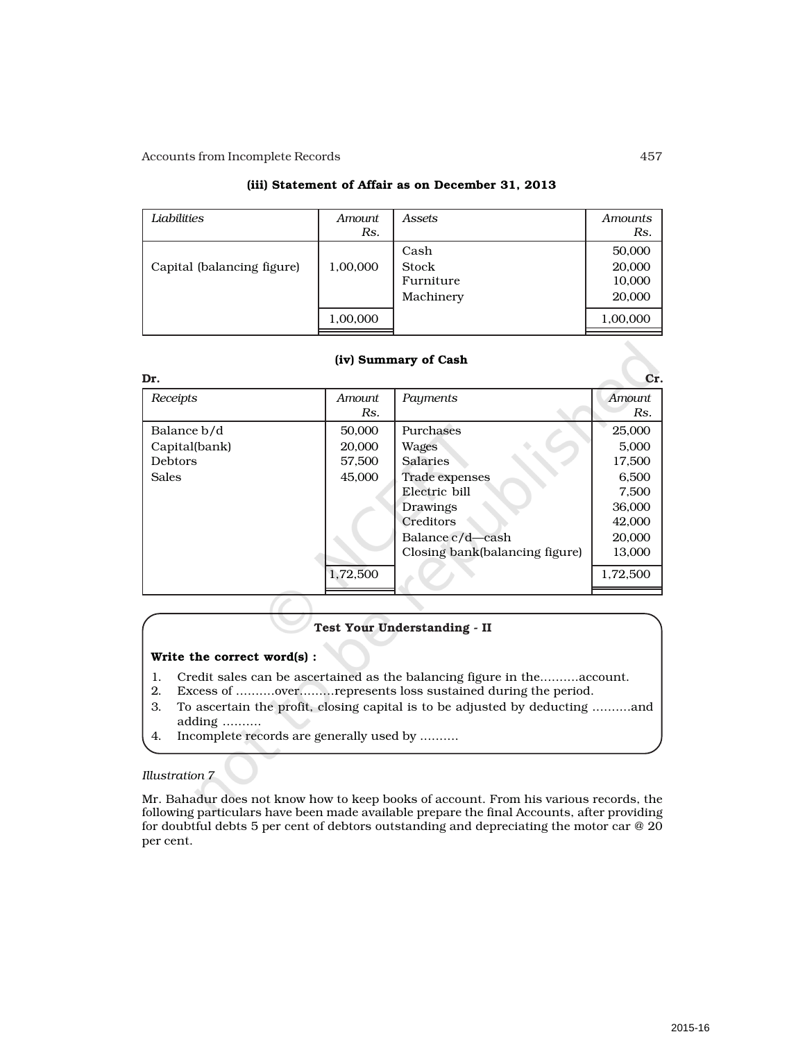### (iii) Statement of Affair as on December 31, 2013

| *Liabilities* | *Amount Rs.* | *Assets* | *Amounts Rs.* |
|---|---|---|---|
| Capital (balancing figure) | 1,00,000 | Cash | 50,000 |
| | | Stock | 20,000 |
| | | Furniture | 10,000 |
| | | Machinery | 20,000 |
| | 1,00,000 | | 1,00,000 |

### (iv) Summary of Cash

**Dr.** **Cr.**

| *Receipts* | *Amount Rs.* | *Payments* | *Amount Rs.* |
|---|---|---|---|
| Balance b/d | 50,000 | Purchases | 25,000 |
| Capital(bank) | 20,000 | Wages | 5,000 |
| Debtors | 57,500 | Salaries | 17,500 |
| Sales | 45,000 | Trade expenses | 6,500 |
| | | Electric bill | 7,500 |
| | | Drawings | 36,000 |
| | | Creditors | 42,000 |
| | | Balance c/d—cash | 20,000 |
| | | Closing bank(balancing figure) | 13,000 |
| | 1,72,500 | | 1,72,500 |

**Test Your Understanding - II**

**Write the correct word(s) :**

1. Credit sales can be ascertained as the balancing figure in the..........account.
2. Excess of ..........over.........represents loss sustained during the period.
3. To ascertain the profit, closing capital is to be adjusted by deducting ..........and adding ..........
4. Incomplete records are generally used by ..........

*Illustration 7*

Mr. Bahadur does not know how to keep books of account. From his various records, the following particulars have been made available prepare the final Accounts, after providing for doubtful debts 5 per cent of debtors outstanding and depreciating the motor car @ 20 per cent.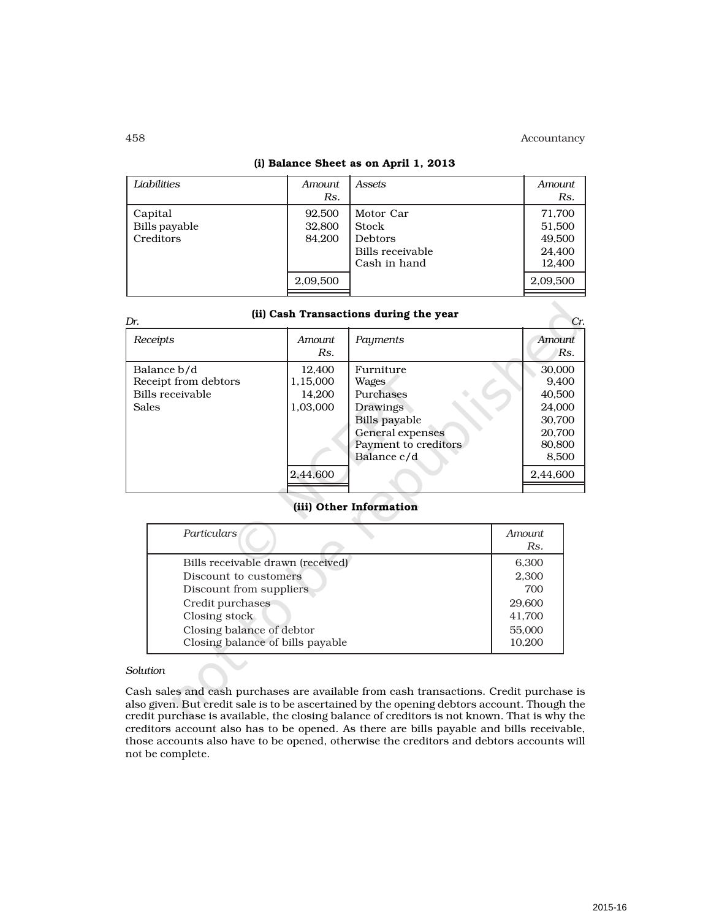**(i) Balance Sheet as on April 1, 2013**

| *Liabilities* | *Amount Rs.* | *Assets* | *Amount Rs.* |
|---|---|---|---|
| Capital | 92,500 | Motor Car | 71,700 |
| Bills payable | 32,800 | Stock | 51,500 |
| Creditors | 84,200 | Debtors | 49,500 |
| | | Bills receivable | 24,400 |
| | | Cash in hand | 12,400 |
| | 2,09,500 | | 2,09,500 |

**(ii) Cash Transactions during the year**

Dr. | Cr.

| *Receipts* | *Amount Rs.* | *Payments* | *Amount Rs.* |
|---|---|---|---|
| Balance b/d | 12,400 | Furniture | 30,000 |
| Receipt from debtors | 1,15,000 | Wages | 9,400 |
| Bills receivable | 14,200 | Purchases | 40,500 |
| Sales | 1,03,000 | Drawings | 24,000 |
| | | Bills payable | 30,700 |
| | | General expenses | 20,700 |
| | | Payment to creditors | 80,800 |
| | | Balance c/d | 8,500 |
| | 2,44,600 | | 2,44,600 |

**(iii) Other Information**

| *Particulars* | *Amount Rs.* |
|---|---|
| Bills receivable drawn (received) | 6,300 |
| Discount to customers | 2,300 |
| Discount from suppliers | 700 |
| Credit purchases | 29,600 |
| Closing stock | 41,700 |
| Closing balance of debtor | 55,000 |
| Closing balance of bills payable | 10,200 |

*Solution*

Cash sales and cash purchases are available from cash transactions. Credit purchase is also given. But credit sale is to be ascertained by the opening debtors account. Though the credit purchase is available, the closing balance of creditors is not known. That is why the creditors account also has to be opened. As there are bills payable and bills receivable, those accounts also have to be opened, otherwise the creditors and debtors accounts will not be complete.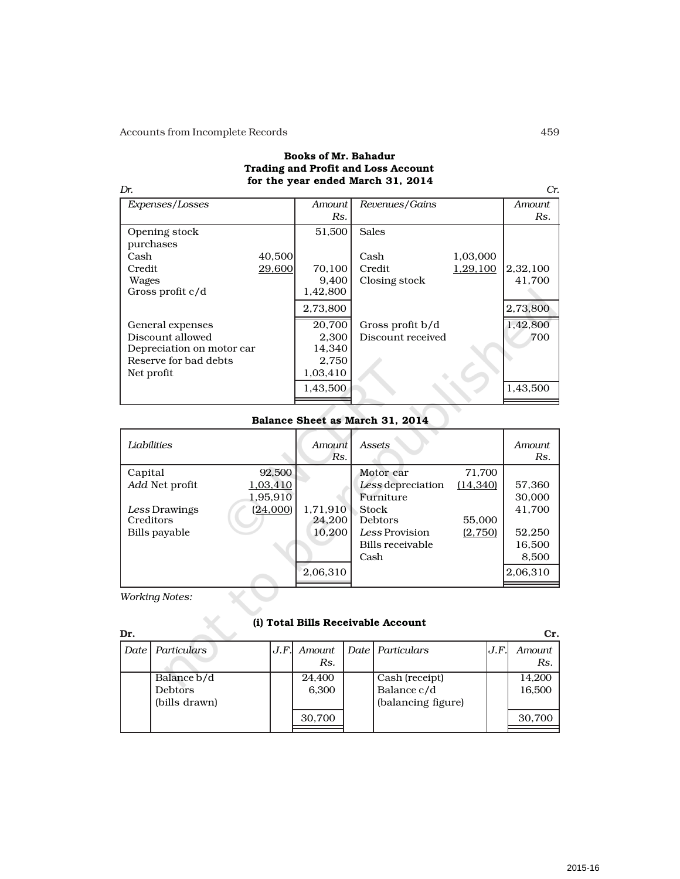**Books of Mr. Bahadur**
**Trading and Profit and Loss Account**
**for the year ended March 31, 2014**

| Dr. *Expenses/Losses* | | *Amount* Rs. | *Revenues/Gains* | | Cr. *Amount* Rs. |
|---|---|---|---|---|---|
| Opening stock | | 51,500 | Sales | | |
| purchases | | | | | |
| Cash | 40,500 | | Cash | 1,03,000 | |
| Credit | 29,600 | 70,100 | Credit | 1,29,100 | 2,32,100 |
| Wages | | 9,400 | Closing stock | | 41,700 |
| Gross profit c/d | | 1,42,800 | | | |
| | | 2,73,800 | | | 2,73,800 |
| General expenses | | 20,700 | Gross profit b/d | | 1,42,800 |
| Discount allowed | | 2,300 | Discount received | | 700 |
| Depreciation on motor car | | 14,340 | | | |
| Reserve for bad debts | | 2,750 | | | |
| Net profit | | 1,03,410 | | | |
| | | 1,43,500 | | | 1,43,500 |

**Balance Sheet as March 31, 2014**

| *Liabilities* | | *Amount* Rs. | *Assets* | | *Amount* Rs. |
|---|---|---|---|---|---|
| Capital | 92,500 | | Motor car | 71,700 | |
| *Add* Net profit | 1,03,410 | | *Less* depreciation | (14,340) | 57,360 |
| | 1,95,910 | | Furniture | | 30,000 |
| *Less* Drawings | (24,000) | 1,71,910 | Stock | | 41,700 |
| Creditors | | 24,200 | Debtors | 55,000 | |
| Bills payable | | 10,200 | *Less* Provision | (2,750) | 52,250 |
| | | | Bills receivable | | 16,500 |
| | | | Cash | | 8,500 |
| | | 2,06,310 | | | 2,06,310 |

*Working Notes:*

**(i) Total Bills Receivable Account**

| Dr. Date | Particulars | J.F. | Amount Rs. | Date | Particulars | J.F. | Cr. Amount Rs. |
|---|---|---|---|---|---|---|---|
| | Balance b/d | | 24,400 | | Cash (receipt) | | 14,200 |
| | Debtors (bills drawn) | | 6,300 | | Balance c/d (balancing figure) | | 16,500 |
| | | | 30,700 | | | | 30,700 |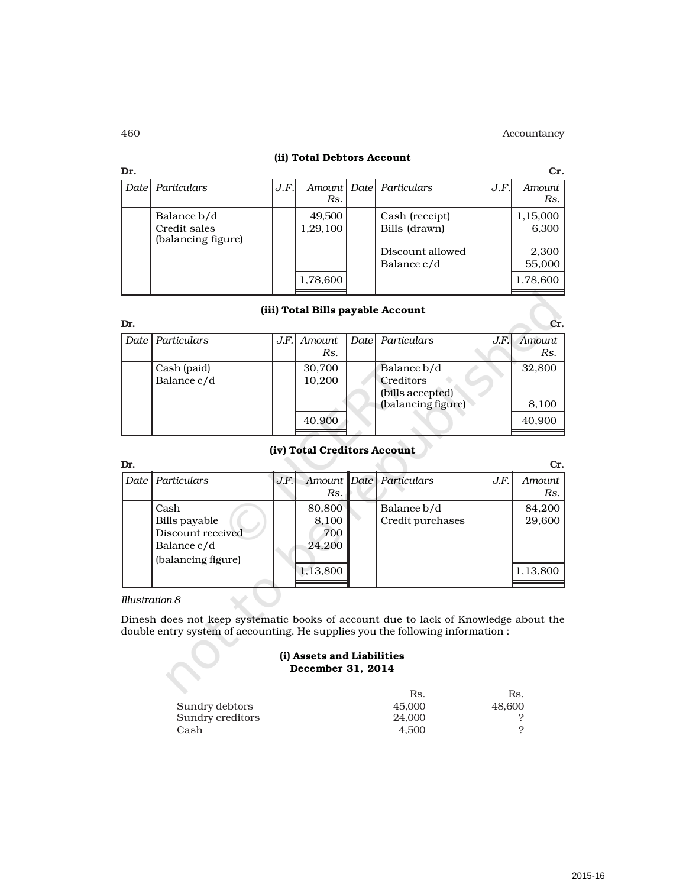### (ii) Total Debtors Account

**Dr.** **Cr.**

| Date | Particulars | J.F. | Amount Rs. | Date | Particulars | J.F. | Amount Rs. |
|---|---|---|---|---|---|---|---|
| | Balance b/d | | 49,500 | | Cash (receipt) | | 1,15,000 |
| | Credit sales (balancing figure) | | 1,29,100 | | Bills (drawn) | | 6,300 |
| | | | | | Discount allowed | | 2,300 |
| | | | | | Balance c/d | | 55,000 |
| | | | 1,78,600 | | | | 1,78,600 |

### (iii) Total Bills payable Account

**Dr.** **Cr.**

| Date | Particulars | J.F. | Amount Rs. | Date | Particulars | J.F. | Amount Rs. |
|---|---|---|---|---|---|---|---|
| | Cash (paid) | | 30,700 | | Balance b/d | | 32,800 |
| | Balance c/d | | 10,200 | | Creditors (bills accepted) (balancing figure) | | 8,100 |
| | | | 40,900 | | | | 40,900 |

### (iv) Total Creditors Account

**Dr.** **Cr.**

| Date | Particulars | J.F. | Amount Rs. | Date | Particulars | J.F. | Amount Rs. |
|---|---|---|---|---|---|---|---|
| | Cash | | 80,800 | | Balance b/d | | 84,200 |
| | Bills payable | | 8,100 | | Credit purchases | | 29,600 |
| | Discount received | | 700 | | | | |
| | Balance c/d (balancing figure) | | 24,200 | | | | |
| | | | 1,13,800 | | | | 1,13,800 |

*Illustration 8*

Dinesh does not keep systematic books of account due to lack of Knowledge about the double entry system of accounting. He supplies you the following information :

**(i) Assets and Liabilities**
**December 31, 2014**

| | Rs. | Rs. |
|---|---|---|
| Sundry debtors | 45,000 | 48,600 |
| Sundry creditors | 24,000 | ? |
| Cash | 4,500 | ? |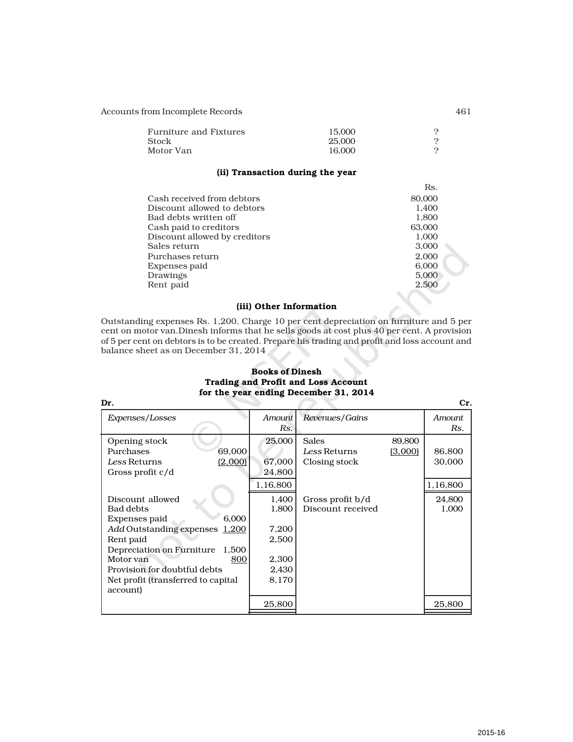| | | |
|---|---|---|
| Furniture and Fixtures | 15,000 | ? |
| Stock | 25,000 | ? |
| Motor Van | 16,000 | ? |

**(ii) Transaction during the year**

| | Rs. |
|---|---|
| Cash received from debtors | 80,000 |
| Discount allowed to debtors | 1,400 |
| Bad debts written off | 1,800 |
| Cash paid to creditors | 63,000 |
| Discount allowed by creditors | 1,000 |
| Sales return | 3,000 |
| Purchases return | 2,000 |
| Expenses paid | 6,000 |
| Drawings | 5,000 |
| Rent paid | 2,500 |

**(iii) Other Information**

Outstanding expenses Rs. 1,200. Charge 10 per cent depreciation on furniture and 5 per cent on motor van.Dinesh informs that he sells goods at cost plus 40 per cent. A provision of 5 per cent on debtors is to be created. Prepare his trading and profit and loss account and balance sheet as on December 31, 2014

**Books of Dinesh**
**Trading and Profit and Loss Account**
**for the year ending December 31, 2014**

**Dr.** **Cr.**

| *Expenses/Losses* | | *Amount Rs.* | *Revenues/Gains* | | *Amount Rs.* |
|---|---|---|---|---|---|
| Opening stock | | 25,000 | Sales | 89,800 | |
| Purchases | 69,000 | | *Less* Returns | (3,000) | 86,800 |
| *Less* Returns | (2,000) | 67,000 | Closing stock | | 30,000 |
| Gross profit c/d | | 24,800 | | | |
| | | 1,16,800 | | | 1,16,800 |
| Discount allowed | | 1,400 | Gross profit b/d | | 24,800 |
| Bad debts | | 1,800 | Discount received | | 1,000 |
| Expenses paid | 6,000 | | | | |
| *Add* Outstanding expenses | 1,200 | 7,200 | | | |
| Rent paid | | 2,500 | | | |
| Depreciation on Furniture | 1,500 | | | | |
| Motor van | 800 | 2,300 | | | |
| Provision for doubtful debts | | 2,430 | | | |
| Net profit (transferred to capital account) | | 8,170 | | | |
| | | 25,800 | | | 25,800 |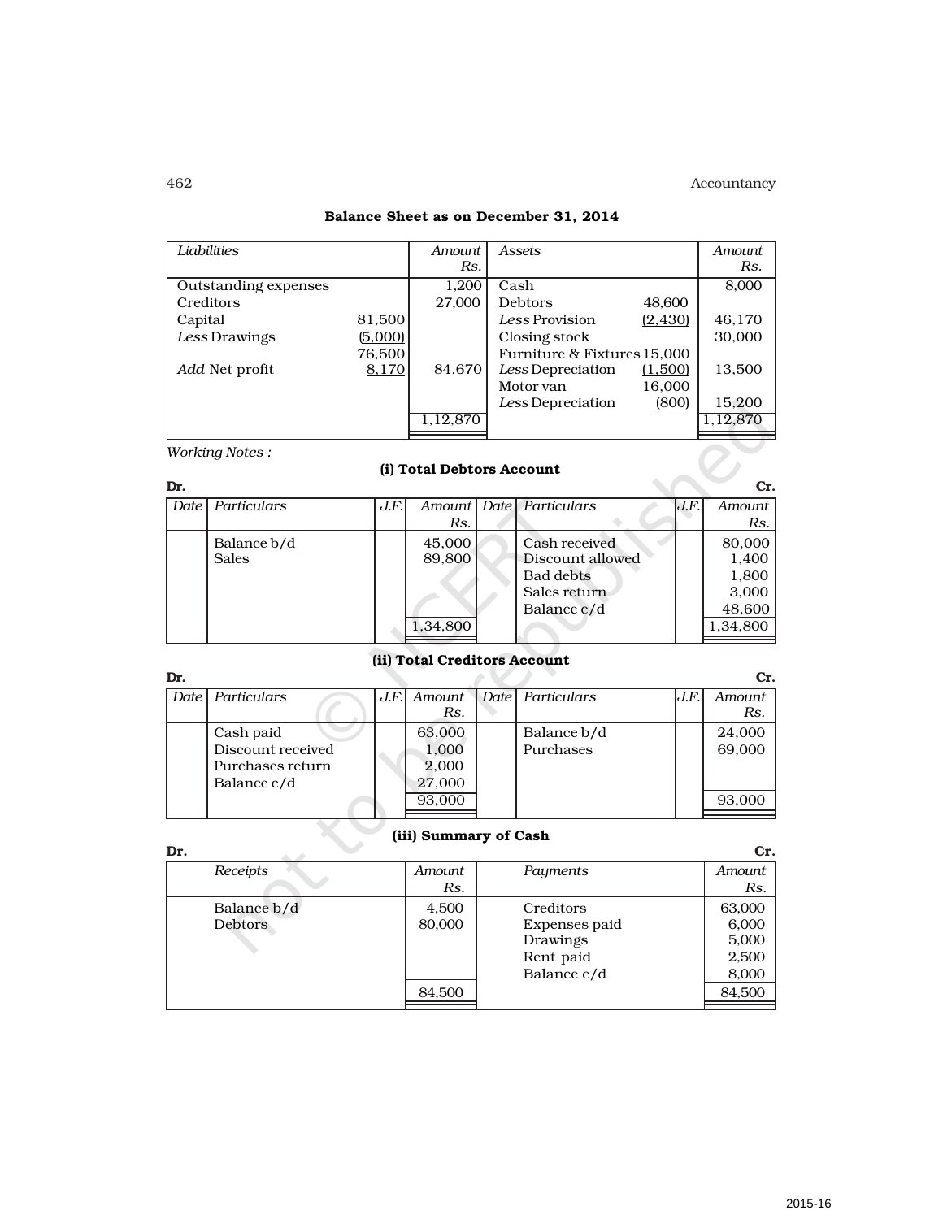**Balance Sheet as on December 31, 2014**

| *Liabilities* | | *Amount* Rs. | *Assets* | | *Amount* Rs. |
|---|---|---|---|---|---|
| Outstanding expenses | | 1,200 | Cash | | 8,000 |
| Creditors | | 27,000 | Debtors | 48,600 | |
| Capital | 81,500 | | *Less* Provision | (2,430) | 46,170 |
| *Less* Drawings | (5,000) | | Closing stock | | 30,000 |
| | 76,500 | | Furniture & Fixtures | 15,000 | |
| *Add* Net profit | 8,170 | 84,670 | *Less* Depreciation | (1,500) | 13,500 |
| | | | Motor van | 16,000 | |
| | | | *Less* Depreciation | (800) | 15,200 |
| | | 1,12,870 | | | 1,12,870 |

*Working Notes :*

**(i) Total Debtors Account**

Dr. | | | | | | | Cr.

| *Date* | *Particulars* | *J.F.* | *Amount* Rs. | *Date* | *Particulars* | *J.F.* | *Amount* Rs. |
|---|---|---|---|---|---|---|---|
| | Balance b/d | | 45,000 | | Cash received | | 80,000 |
| | Sales | | 89,800 | | Discount allowed | | 1,400 |
| | | | | | Bad debts | | 1,800 |
| | | | | | Sales return | | 3,000 |
| | | | | | Balance c/d | | 48,600 |
| | | | 1,34,800 | | | | 1,34,800 |

**(ii) Total Creditors Account**

Dr. | | | | | | | Cr.

| *Date* | *Particulars* | *J.F.* | *Amount* Rs. | *Date* | *Particulars* | *J.F.* | *Amount* Rs. |
|---|---|---|---|---|---|---|---|
| | Cash paid | | 63,000 | | Balance b/d | | 24,000 |
| | Discount received | | 1,000 | | Purchases | | 69,000 |
| | Purchases return | | 2,000 | | | | |
| | Balance c/d | | 27,000 | | | | |
| | | | 93,000 | | | | 93,000 |

**(iii) Summary of Cash**

Dr. | | | Cr.

| *Receipts* | *Amount* Rs. | *Payments* | *Amount* Rs. |
|---|---|---|---|
| Balance b/d | 4,500 | Creditors | 63,000 |
| Debtors | 80,000 | Expenses paid | 6,000 |
| | | Drawings | 5,000 |
| | | Rent paid | 2,500 |
| | | Balance c/d | 8,000 |
| | 84,500 | | 84,500 |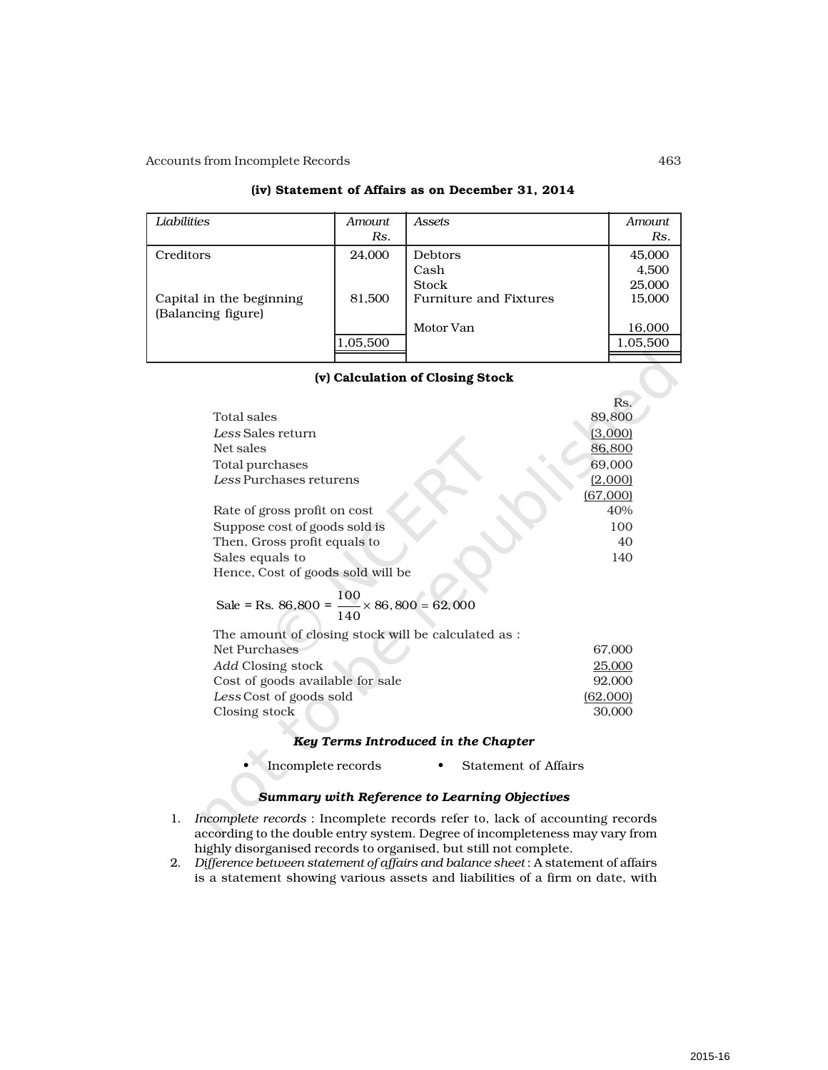### (iv) Statement of Affairs as on December 31, 2014

| *Liabilities* | *Amount* Rs. | *Assets* | *Amount* Rs. |
|---|---|---|---|
| Creditors | 24,000 | Debtors | 45,000 |
| | | Cash | 4,500 |
| | | Stock | 25,000 |
| Capital in the beginning (Balancing figure) | 81,500 | Furniture and Fixtures | 15,000 |
| | | Motor Van | 16,000 |
| | 1,05,500 | | 1,05,500 |

### (v) Calculation of Closing Stock

| | Rs. |
|---|---|
| Total sales | 89,800 |
| *Less* Sales return | (3,000) |
| Net sales | 86,800 |
| Total purchases | 69,000 |
| *Less* Purchases returens | (2,000) |
| | (67,000) |
| Rate of gross profit on cost | 40% |
| Suppose cost of goods sold is | 100 |
| Then, Gross profit equals to | 40 |
| Sales equals to | 140 |
| Hence, Cost of goods sold will be | |

$$\text{Sale} = \text{Rs. } 86{,}800 = \frac{100}{140} \times 86{,}800 = 62{,}000$$

The amount of closing stock will be calculated as :

| | |
|---|---|
| Net Purchases | 67,000 |
| *Add* Closing stock | 25,000 |
| Cost of goods available for sale | 92,000 |
| *Less* Cost of goods sold | (62,000) |
| Closing stock | 30,000 |

### *Key Terms Introduced in the Chapter*

- Incomplete records
- Statement of Affairs

### *Summary with Reference to Learning Objectives*

1. *Incomplete records* : Incomplete records refer to, lack of accounting records according to the double entry system. Degree of incompleteness may vary from highly disorganised records to organised, but still not complete.
2. *Difference between statement of affairs and balance sheet* : A statement of affairs is a statement showing various assets and liabilities of a firm on date, with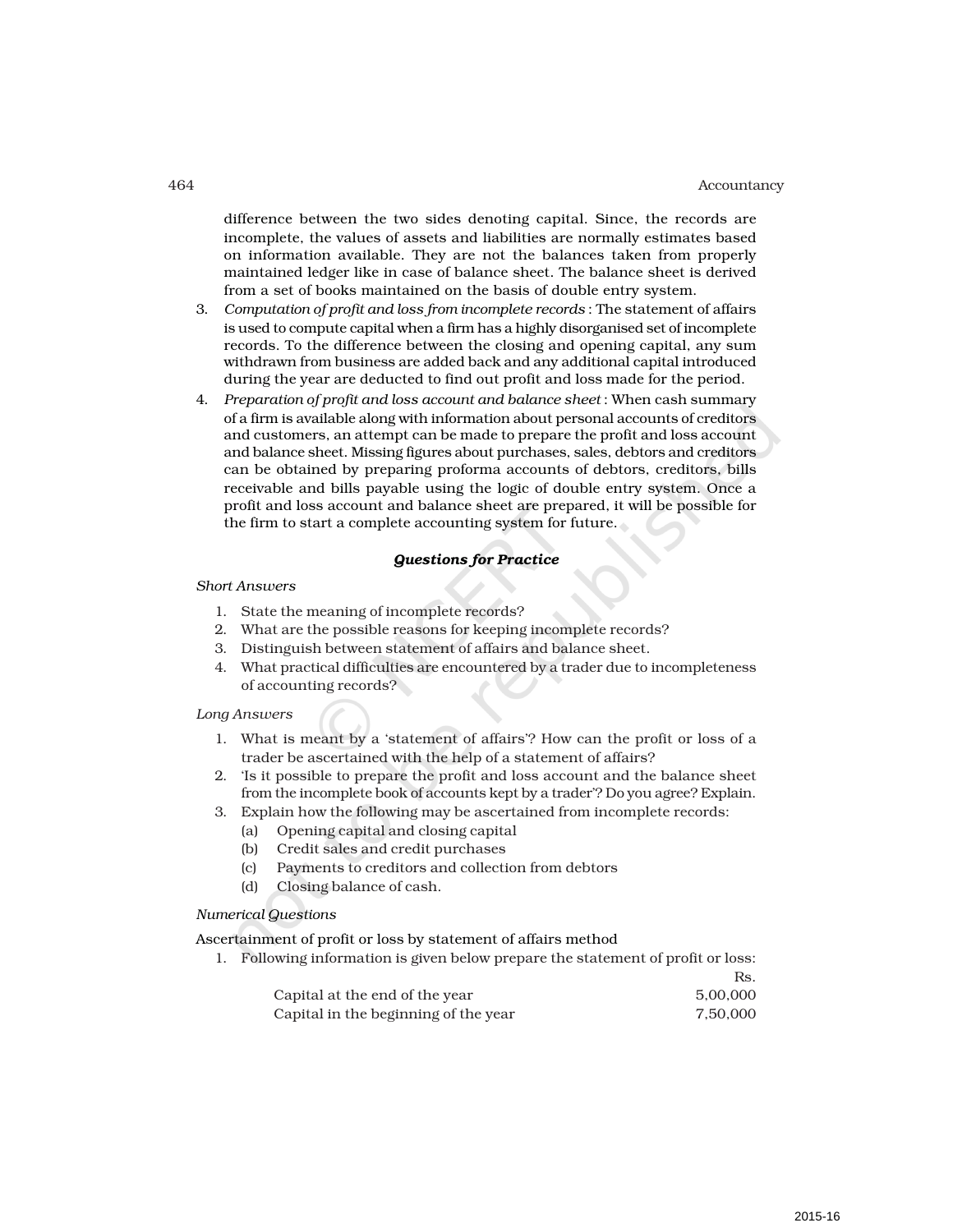difference between the two sides denoting capital. Since, the records are incomplete, the values of assets and liabilities are normally estimates based on information available. They are not the balances taken from properly maintained ledger like in case of balance sheet. The balance sheet is derived from a set of books maintained on the basis of double entry system.

3. *Computation of profit and loss from incomplete records* : The statement of affairs is used to compute capital when a firm has a highly disorganised set of incomplete records. To the difference between the closing and opening capital, any sum withdrawn from business are added back and any additional capital introduced during the year are deducted to find out profit and loss made for the period.
4. *Preparation of profit and loss account and balance sheet* : When cash summary of a firm is available along with information about personal accounts of creditors and customers, an attempt can be made to prepare the profit and loss account and balance sheet. Missing figures about purchases, sales, debtors and creditors can be obtained by preparing proforma accounts of debtors, creditors, bills receivable and bills payable using the logic of double entry system. Once a profit and loss account and balance sheet are prepared, it will be possible for the firm to start a complete accounting system for future.

### *Questions for Practice*

*Short Answers*

1. State the meaning of incomplete records?
2. What are the possible reasons for keeping incomplete records?
3. Distinguish between statement of affairs and balance sheet.
4. What practical difficulties are encountered by a trader due to incompleteness of accounting records?

*Long Answers*

1. What is meant by a 'statement of affairs'? How can the profit or loss of a trader be ascertained with the help of a statement of affairs?
2. 'Is it possible to prepare the profit and loss account and the balance sheet from the incomplete book of accounts kept by a trader'? Do you agree? Explain.
3. Explain how the following may be ascertained from incomplete records:
   (a) Opening capital and closing capital
   (b) Credit sales and credit purchases
   (c) Payments to creditors and collection from debtors
   (d) Closing balance of cash.

*Numerical Questions*

Ascertainment of profit or loss by statement of affairs method

1. Following information is given below prepare the statement of profit or loss:

| | Rs. |
|---|---|
| Capital at the end of the year | 5,00,000 |
| Capital in the beginning of the year | 7,50,000 |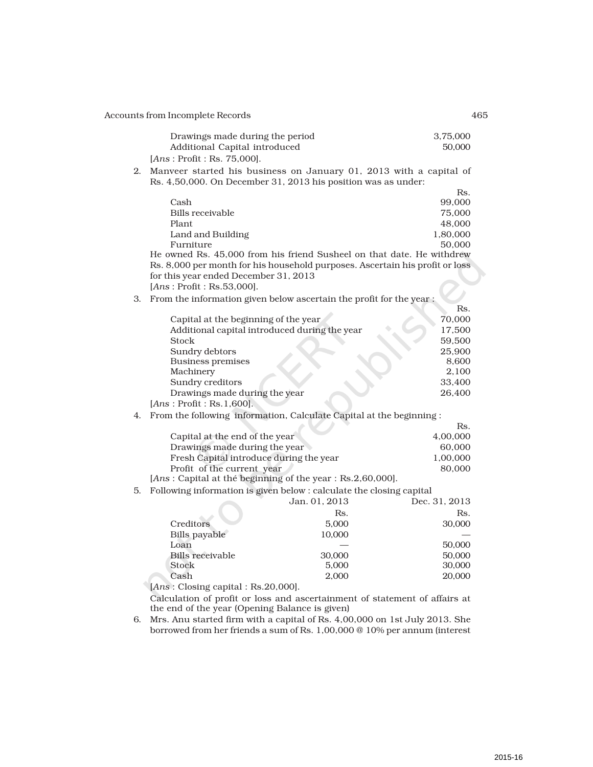| | Rs. |
|---|---|
| Drawings made during the period | 3,75,000 |
| Additional Capital introduced | 50,000 |

[*Ans* : Profit : Rs. 75,000].

2. Manveer started his business on January 01, 2013 with a capital of Rs. 4,50,000. On December 31, 2013 his position was as under:

| | Rs. |
|---|---|
| Cash | 99,000 |
| Bills receivable | 75,000 |
| Plant | 48,000 |
| Land and Building | 1,80,000 |
| Furniture | 50,000 |

He owned Rs. 45,000 from his friend Susheel on that date. He withdrew Rs. 8,000 per month for his household purposes. Ascertain his profit or loss for this year ended December 31, 2013

[*Ans* : Profit : Rs.53,000].

3. From the information given below ascertain the profit for the year :

| | Rs. |
|---|---|
| Capital at the beginning of the year | 70,000 |
| Additional capital introduced during the year | 17,500 |
| Stock | 59,500 |
| Sundry debtors | 25,900 |
| Business premises | 8,600 |
| Machinery | 2,100 |
| Sundry creditors | 33,400 |
| Drawings made during the year | 26,400 |

[*Ans* : Profit : Rs.1,600].

4. From the following information, Calculate Capital at the beginning :

| | Rs. |
|---|---|
| Capital at the end of the year | 4,00,000 |
| Drawings made during the year | 60,000 |
| Fresh Capital introduce during the year | 1,00,000 |
| Profit of the current year | 80,000 |

[*Ans* : Capital at thé beginning of the year : Rs.2,60,000].

5. Following information is given below : calculate the closing capital

| | Jan. 01, 2013 | Dec. 31, 2013 |
|---|---|---|
| | Rs. | Rs. |
| Creditors | 5,000 | 30,000 |
| Bills payable | 10,000 | — |
| Loan | — | 50,000 |
| Bills receivable | 30,000 | 50,000 |
| Stock | 5,000 | 30,000 |
| Cash | 2,000 | 20,000 |

[*Ans* : Closing capital : Rs.20,000].

Calculation of profit or loss and ascertainment of statement of affairs at the end of the year (Opening Balance is given)

6. Mrs. Anu started firm with a capital of Rs. 4,00,000 on 1st July 2013. She borrowed from her friends a sum of Rs. 1,00,000 @ 10% per annum (interest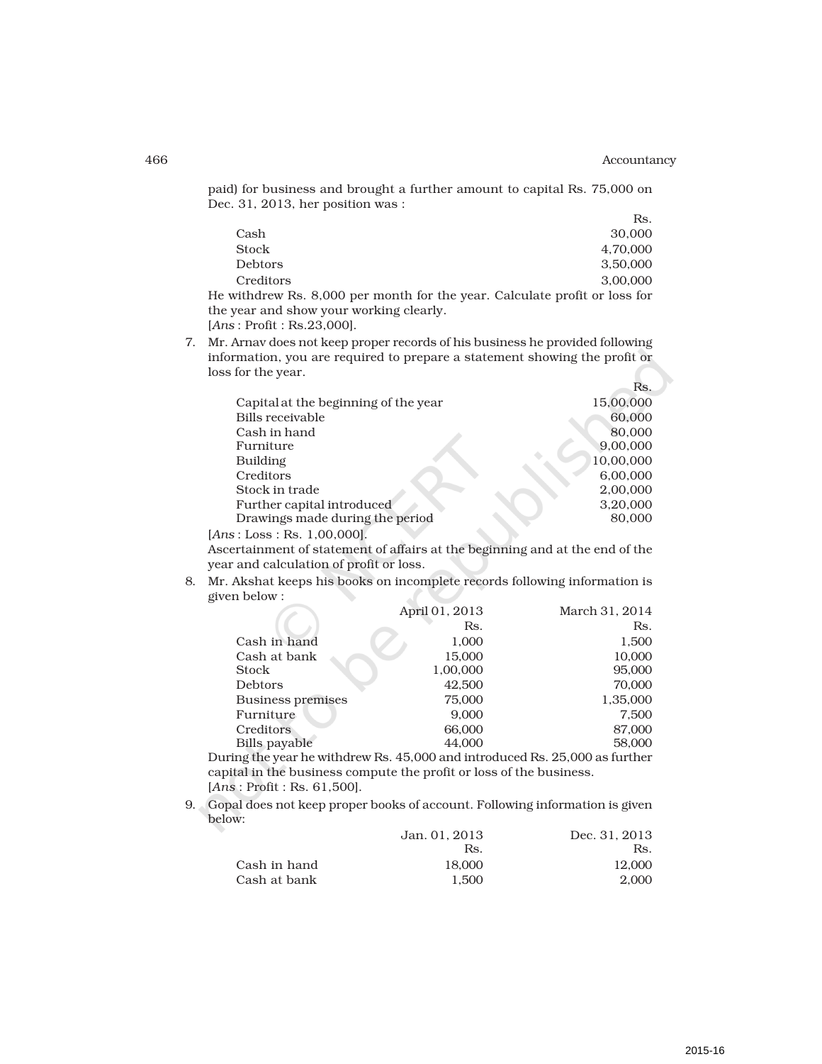paid) for business and brought a further amount to capital Rs. 75,000 on Dec. 31, 2013, her position was :

| | Rs. |
|---|---|
| Cash | 30,000 |
| Stock | 4,70,000 |
| Debtors | 3,50,000 |
| Creditors | 3,00,000 |

He withdrew Rs. 8,000 per month for the year. Calculate profit or loss for the year and show your working clearly.
[*Ans* : Profit : Rs.23,000].

7. Mr. Arnav does not keep proper records of his business he provided following information, you are required to prepare a statement showing the profit or loss for the year.

| | Rs. |
|---|---|
| Capital at the beginning of the year | 15,00,000 |
| Bills receivable | 60,000 |
| Cash in hand | 80,000 |
| Furniture | 9,00,000 |
| Building | 10,00,000 |
| Creditors | 6,00,000 |
| Stock in trade | 2,00,000 |
| Further capital introduced | 3,20,000 |
| Drawings made during the period | 80,000 |

[*Ans* : Loss : Rs. 1,00,000].
Ascertainment of statement of affairs at the beginning and at the end of the year and calculation of profit or loss.

8. Mr. Akshat keeps his books on incomplete records following information is given below :

| | April 01, 2013 | March 31, 2014 |
|---|---|---|
| | Rs. | Rs. |
| Cash in hand | 1,000 | 1,500 |
| Cash at bank | 15,000 | 10,000 |
| Stock | 1,00,000 | 95,000 |
| Debtors | 42,500 | 70,000 |
| Business premises | 75,000 | 1,35,000 |
| Furniture | 9,000 | 7,500 |
| Creditors | 66,000 | 87,000 |
| Bills payable | 44,000 | 58,000 |

During the year he withdrew Rs. 45,000 and introduced Rs. 25,000 as further capital in the business compute the profit or loss of the business.
[*Ans* : Profit : Rs. 61,500].

9. Gopal does not keep proper books of account. Following information is given below:

| | Jan. 01, 2013 | Dec. 31, 2013 |
|---|---|---|
| | Rs. | Rs. |
| Cash in hand | 18,000 | 12,000 |
| Cash at bank | 1,500 | 2,000 |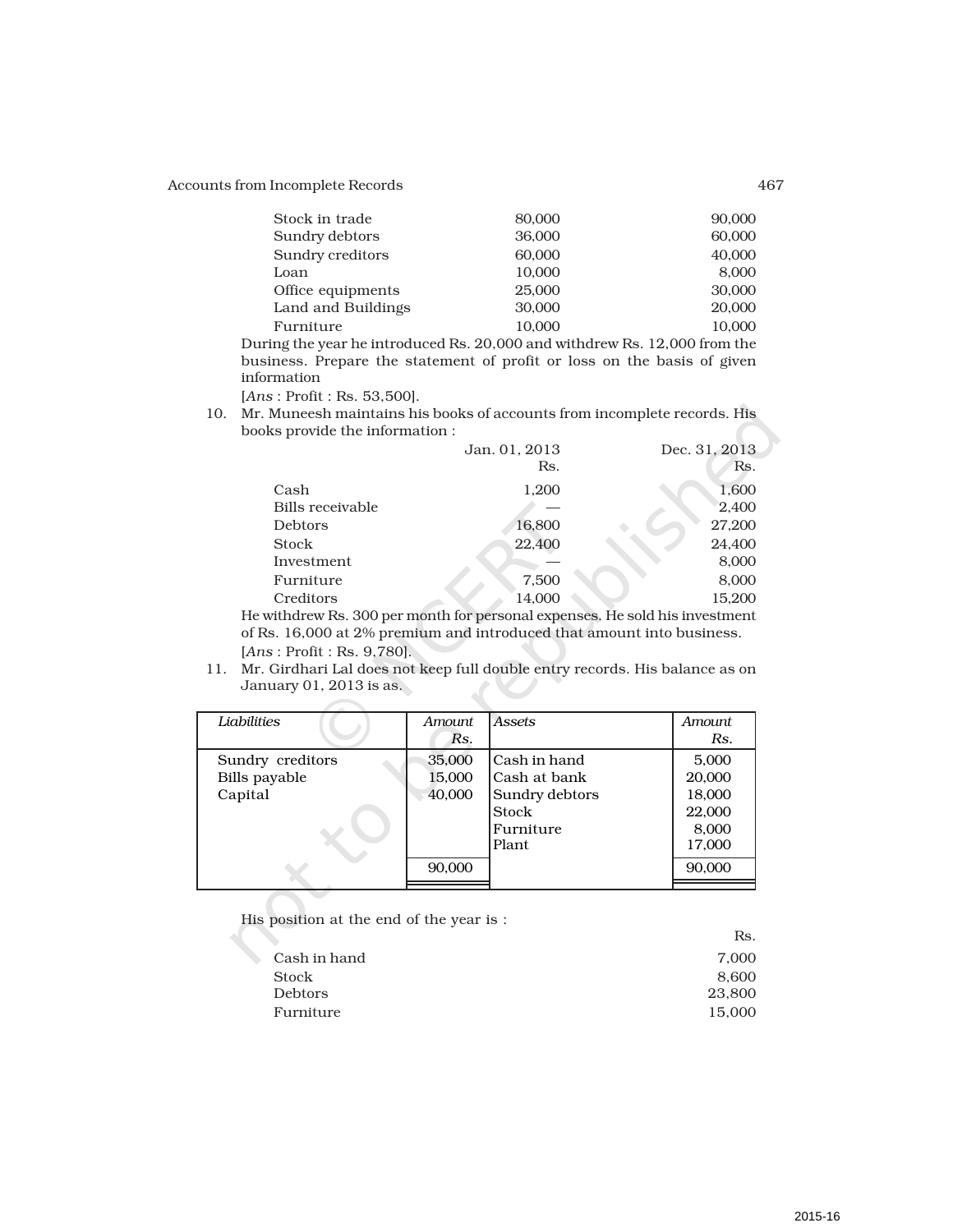| | | |
|---|---|---|
| Stock in trade | 80,000 | 90,000 |
| Sundry debtors | 36,000 | 60,000 |
| Sundry creditors | 60,000 | 40,000 |
| Loan | 10,000 | 8,000 |
| Office equipments | 25,000 | 30,000 |
| Land and Buildings | 30,000 | 20,000 |
| Furniture | 10,000 | 10,000 |

During the year he introduced Rs. 20,000 and withdrew Rs. 12,000 from the business. Prepare the statement of profit or loss on the basis of given information

[*Ans* : Profit : Rs. 53,500].

10. Mr. Muneesh maintains his books of accounts from incomplete records. His books provide the information :

| | Jan. 01, 2013<br>Rs. | Dec. 31, 2013<br>Rs. |
|---|---|---|
| Cash | 1,200 | 1,600 |
| Bills receivable | — | 2,400 |
| Debtors | 16,800 | 27,200 |
| Stock | 22,400 | 24,400 |
| Investment | — | 8,000 |
| Furniture | 7,500 | 8,000 |
| Creditors | 14,000 | 15,200 |

He withdrew Rs. 300 per month for personal expenses. He sold his investment of Rs. 16,000 at 2% premium and introduced that amount into business.

[*Ans* : Profit : Rs. 9,780].

11. Mr. Girdhari Lal does not keep full double entry records. His balance as on January 01, 2013 is as.

| *Liabilities* | *Amount*<br>*Rs.* | *Assets* | *Amount*<br>*Rs.* |
|---|---|---|---|
| Sundry creditors | 35,000 | Cash in hand | 5,000 |
| Bills payable | 15,000 | Cash at bank | 20,000 |
| Capital | 40,000 | Sundry debtors | 18,000 |
| | | Stock | 22,000 |
| | | Furniture | 8,000 |
| | | Plant | 17,000 |
| | 90,000 | | 90,000 |

His position at the end of the year is :

| | Rs. |
|---|---|
| Cash in hand | 7,000 |
| Stock | 8,600 |
| Debtors | 23,800 |
| Furniture | 15,000 |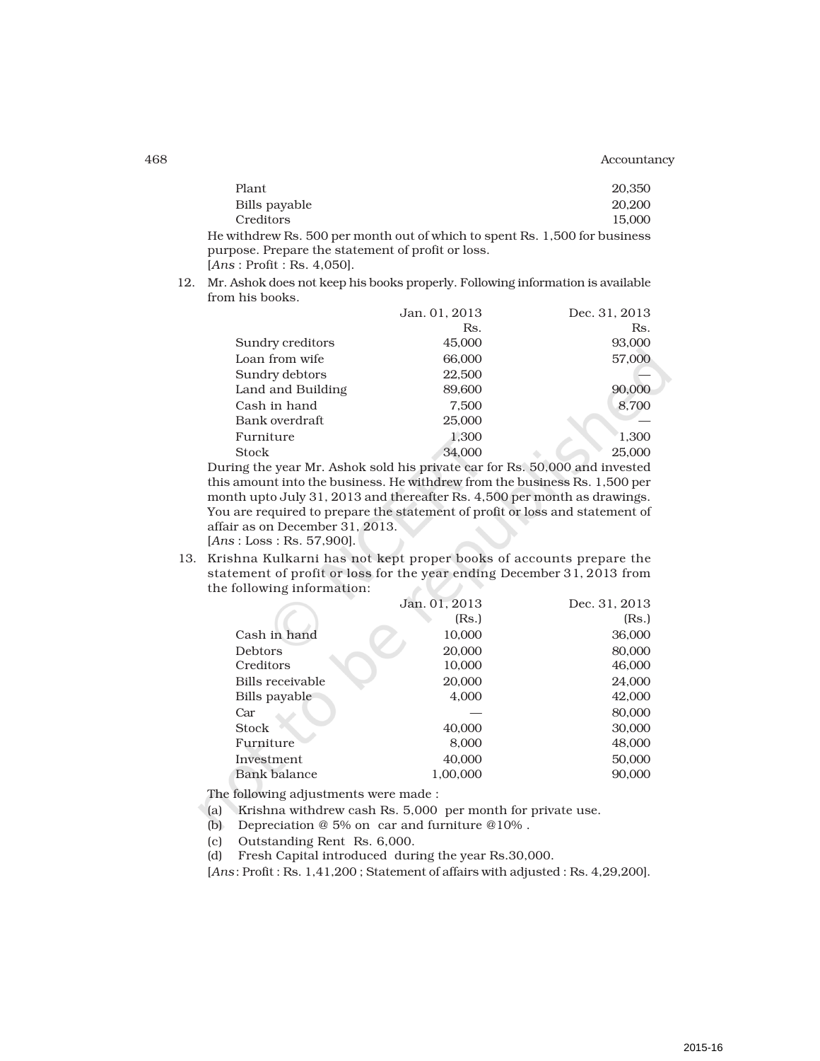| | |
|---|---|
| Plant | 20,350 |
| Bills payable | 20,200 |
| Creditors | 15,000 |

He withdrew Rs. 500 per month out of which to spent Rs. 1,500 for business purpose. Prepare the statement of profit or loss.

[*Ans* : Profit : Rs. 4,050].

12. Mr. Ashok does not keep his books properly. Following information is available from his books.

| | Jan. 01, 2013 | Dec. 31, 2013 |
|---|---|---|
| | Rs. | Rs. |
| Sundry creditors | 45,000 | 93,000 |
| Loan from wife | 66,000 | 57,000 |
| Sundry debtors | 22,500 | — |
| Land and Building | 89,600 | 90,000 |
| Cash in hand | 7,500 | 8,700 |
| Bank overdraft | 25,000 | — |
| Furniture | 1,300 | 1,300 |
| Stock | 34,000 | 25,000 |

During the year Mr. Ashok sold his private car for Rs. 50,000 and invested this amount into the business. He withdrew from the business Rs. 1,500 per month upto July 31, 2013 and thereafter Rs. 4,500 per month as drawings. You are required to prepare the statement of profit or loss and statement of affair as on December 31, 2013.

[*Ans* : Loss : Rs. 57,900].

13. Krishna Kulkarni has not kept proper books of accounts prepare the statement of profit or loss for the year ending December 31, 2013 from the following information:

| | Jan. 01, 2013 | Dec. 31, 2013 |
|---|---|---|
| | (Rs.) | (Rs.) |
| Cash in hand | 10,000 | 36,000 |
| Debtors | 20,000 | 80,000 |
| Creditors | 10,000 | 46,000 |
| Bills receivable | 20,000 | 24,000 |
| Bills payable | 4,000 | 42,000 |
| Car | — | 80,000 |
| Stock | 40,000 | 30,000 |
| Furniture | 8,000 | 48,000 |
| Investment | 40,000 | 50,000 |
| Bank balance | 1,00,000 | 90,000 |

The following adjustments were made :

(a) Krishna withdrew cash Rs. 5,000 per month for private use.

(b) Depreciation @ 5% on car and furniture @10% .

(c) Outstanding Rent Rs. 6,000.

(d) Fresh Capital introduced during the year Rs.30,000.

[*Ans*: Profit : Rs. 1,41,200 ; Statement of affairs with adjusted : Rs. 4,29,200].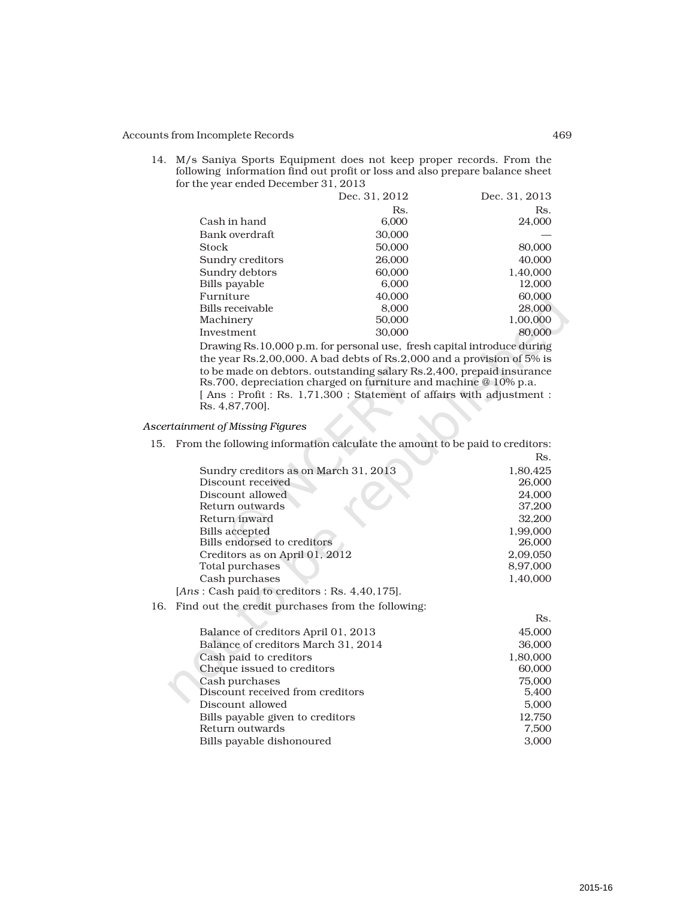14. M/s Saniya Sports Equipment does not keep proper records. From the following information find out profit or loss and also prepare balance sheet for the year ended December 31, 2013

| | Dec. 31, 2012 | Dec. 31, 2013 |
|---|---|---|
| | Rs. | Rs. |
| Cash in hand | 6,000 | 24,000 |
| Bank overdraft | 30,000 | — |
| Stock | 50,000 | 80,000 |
| Sundry creditors | 26,000 | 40,000 |
| Sundry debtors | 60,000 | 1,40,000 |
| Bills payable | 6,000 | 12,000 |
| Furniture | 40,000 | 60,000 |
| Bills receivable | 8,000 | 28,000 |
| Machinery | 50,000 | 1,00,000 |
| Investment | 30,000 | 80,000 |

Drawing Rs.10,000 p.m. for personal use, fresh capital introduce during the year Rs.2,00,000. A bad debts of Rs.2,000 and a provision of 5% is to be made on debtors. outstanding salary Rs.2,400, prepaid insurance Rs.700, depreciation charged on furniture and machine @ 10% p.a.

[ Ans : Profit : Rs. 1,71,300 ; Statement of affairs with adjustment : Rs. 4,87,700].

*Ascertainment of Missing Figures*

15. From the following information calculate the amount to be paid to creditors:

| | Rs. |
|---|---|
| Sundry creditors as on March 31, 2013 | 1,80,425 |
| Discount received | 26,000 |
| Discount allowed | 24,000 |
| Return outwards | 37,200 |
| Return inward | 32,200 |
| Bills accepted | 1,99,000 |
| Bills endorsed to creditors | 26,000 |
| Creditors as on April 01, 2012 | 2,09,050 |
| Total purchases | 8,97,000 |
| Cash purchases | 1,40,000 |

[*Ans* : Cash paid to creditors : Rs. 4,40,175].

16. Find out the credit purchases from the following:

| | Rs. |
|---|---|
| Balance of creditors April 01, 2013 | 45,000 |
| Balance of creditors March 31, 2014 | 36,000 |
| Cash paid to creditors | 1,80,000 |
| Cheque issued to creditors | 60,000 |
| Cash purchases | 75,000 |
| Discount received from creditors | 5,400 |
| Discount allowed | 5,000 |
| Bills payable given to creditors | 12,750 |
| Return outwards | 7,500 |
| Bills payable dishonoured | 3,000 |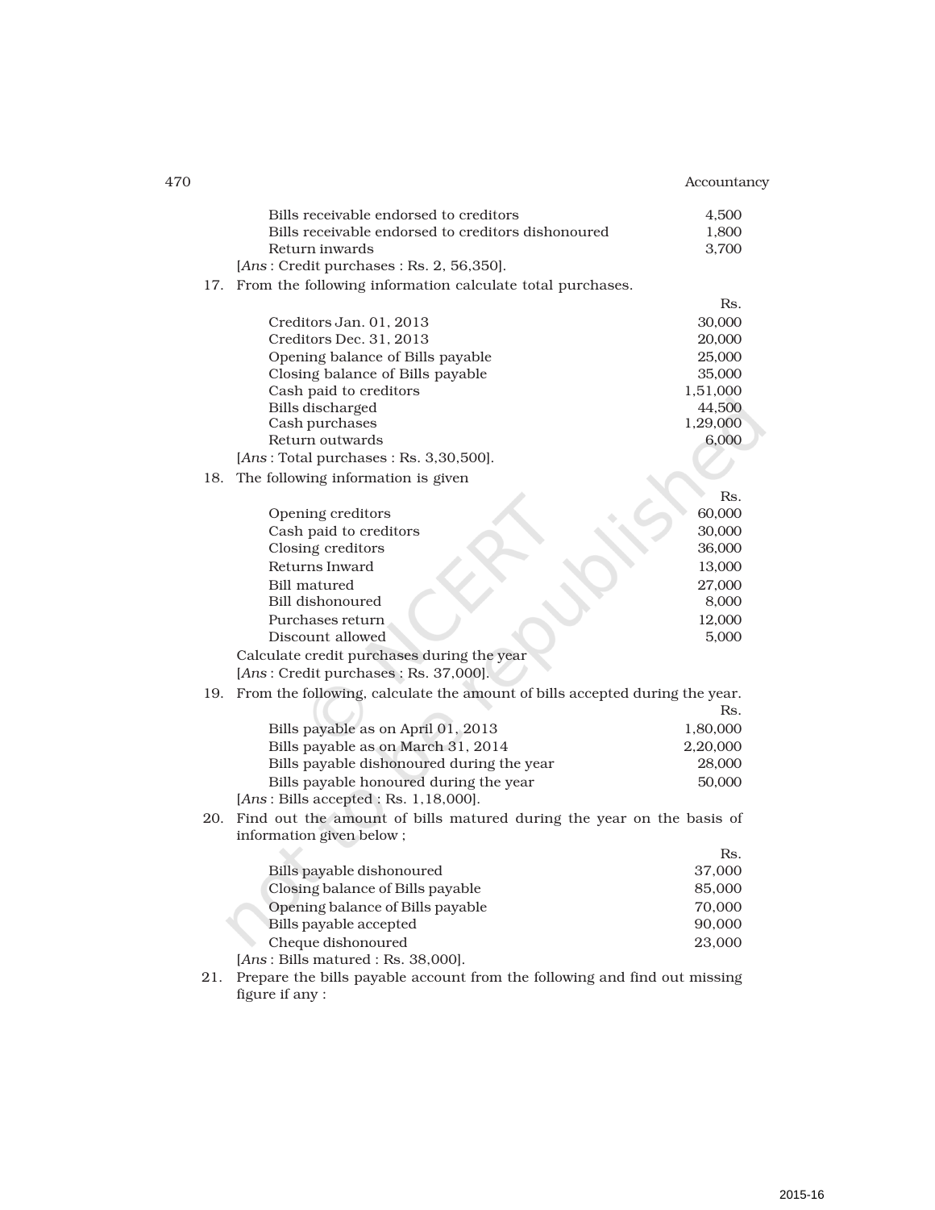| | |
|---|---|
| Bills receivable endorsed to creditors | 4,500 |
| Bills receivable endorsed to creditors dishonoured | 1,800 |
| Return inwards | 3,700 |

[*Ans* : Credit purchases : Rs. 2, 56,350].

17. From the following information calculate total purchases.

| | Rs. |
|---|---|
| Creditors Jan. 01, 2013 | 30,000 |
| Creditors Dec. 31, 2013 | 20,000 |
| Opening balance of Bills payable | 25,000 |
| Closing balance of Bills payable | 35,000 |
| Cash paid to creditors | 1,51,000 |
| Bills discharged | 44,500 |
| Cash purchases | 1,29,000 |
| Return outwards | 6,000 |

[*Ans* : Total purchases : Rs. 3,30,500].

18. The following information is given

| | Rs. |
|---|---|
| Opening creditors | 60,000 |
| Cash paid to creditors | 30,000 |
| Closing creditors | 36,000 |
| Returns Inward | 13,000 |
| Bill matured | 27,000 |
| Bill dishonoured | 8,000 |
| Purchases return | 12,000 |
| Discount allowed | 5,000 |

Calculate credit purchases during the year
[*Ans* : Credit purchases : Rs. 37,000].

19. From the following, calculate the amount of bills accepted during the year.

| | Rs. |
|---|---|
| Bills payable as on April 01, 2013 | 1,80,000 |
| Bills payable as on March 31, 2014 | 2,20,000 |
| Bills payable dishonoured during the year | 28,000 |
| Bills payable honoured during the year | 50,000 |

[*Ans* : Bills accepted : Rs. 1,18,000].

20. Find out the amount of bills matured during the year on the basis of information given below ;

| | Rs. |
|---|---|
| Bills payable dishonoured | 37,000 |
| Closing balance of Bills payable | 85,000 |
| Opening balance of Bills payable | 70,000 |
| Bills payable accepted | 90,000 |
| Cheque dishonoured | 23,000 |

[*Ans* : Bills matured : Rs. 38,000].

21. Prepare the bills payable account from the following and find out missing figure if any :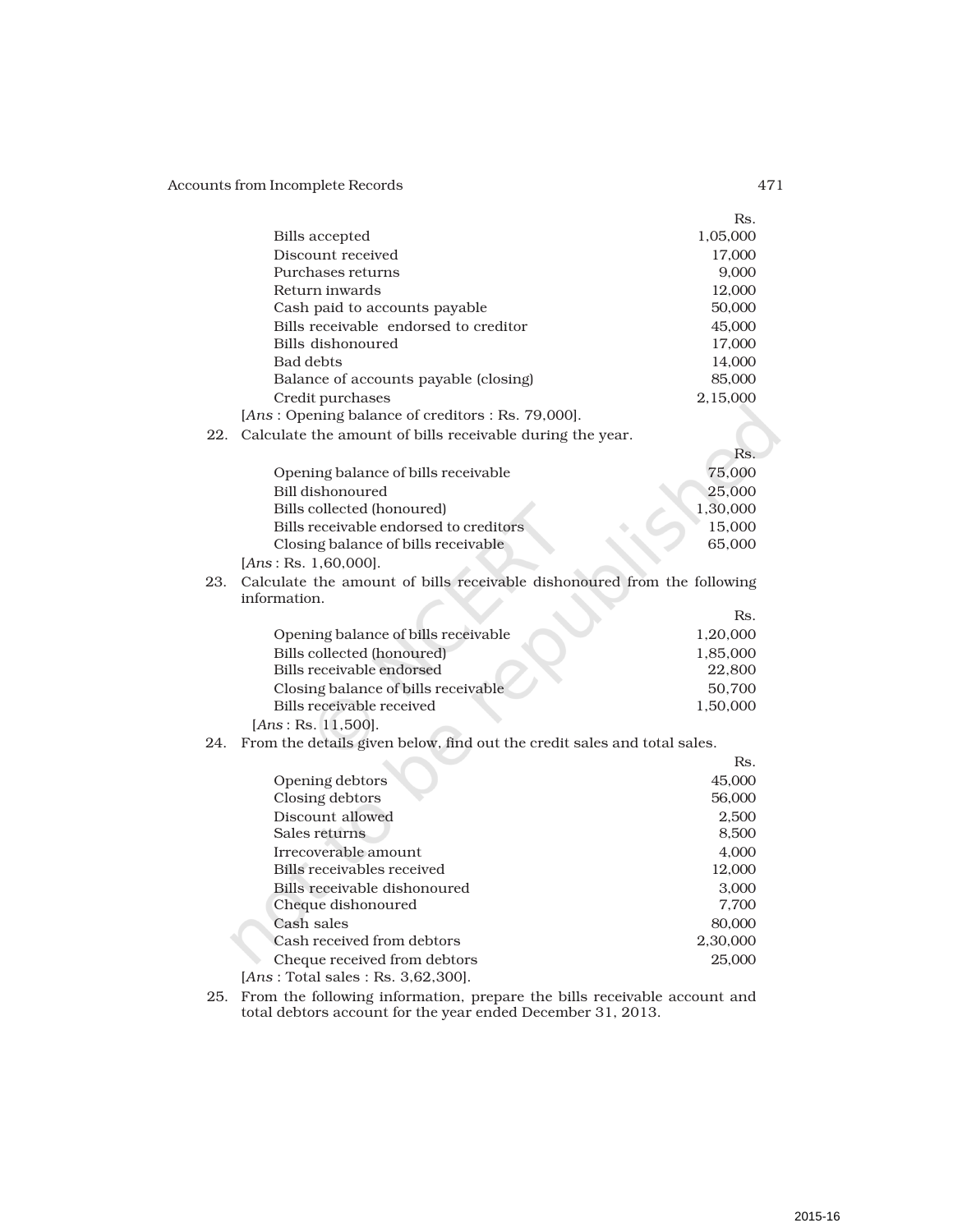| | Rs. |
|---|---|
| Bills accepted | 1,05,000 |
| Discount received | 17,000 |
| Purchases returns | 9,000 |
| Return inwards | 12,000 |
| Cash paid to accounts payable | 50,000 |
| Bills receivable endorsed to creditor | 45,000 |
| Bills dishonoured | 17,000 |
| Bad debts | 14,000 |
| Balance of accounts payable (closing) | 85,000 |
| Credit purchases | 2,15,000 |

[*Ans* : Opening balance of creditors : Rs. 79,000].

22. Calculate the amount of bills receivable during the year.

| | Rs. |
|---|---|
| Opening balance of bills receivable | 75,000 |
| Bill dishonoured | 25,000 |
| Bills collected (honoured) | 1,30,000 |
| Bills receivable endorsed to creditors | 15,000 |
| Closing balance of bills receivable | 65,000 |

[*Ans* : Rs. 1,60,000].

23. Calculate the amount of bills receivable dishonoured from the following information.

| | Rs. |
|---|---|
| Opening balance of bills receivable | 1,20,000 |
| Bills collected (honoured) | 1,85,000 |
| Bills receivable endorsed | 22,800 |
| Closing balance of bills receivable | 50,700 |
| Bills receivable received | 1,50,000 |

[*Ans* : Rs. 11,500].

24. From the details given below, find out the credit sales and total sales.

| | Rs. |
|---|---|
| Opening debtors | 45,000 |
| Closing debtors | 56,000 |
| Discount allowed | 2,500 |
| Sales returns | 8,500 |
| Irrecoverable amount | 4,000 |
| Bills receivables received | 12,000 |
| Bills receivable dishonoured | 3,000 |
| Cheque dishonoured | 7,700 |
| Cash sales | 80,000 |
| Cash received from debtors | 2,30,000 |
| Cheque received from debtors | 25,000 |

[*Ans* : Total sales : Rs. 3,62,300].

25. From the following information, prepare the bills receivable account and total debtors account for the year ended December 31, 2013.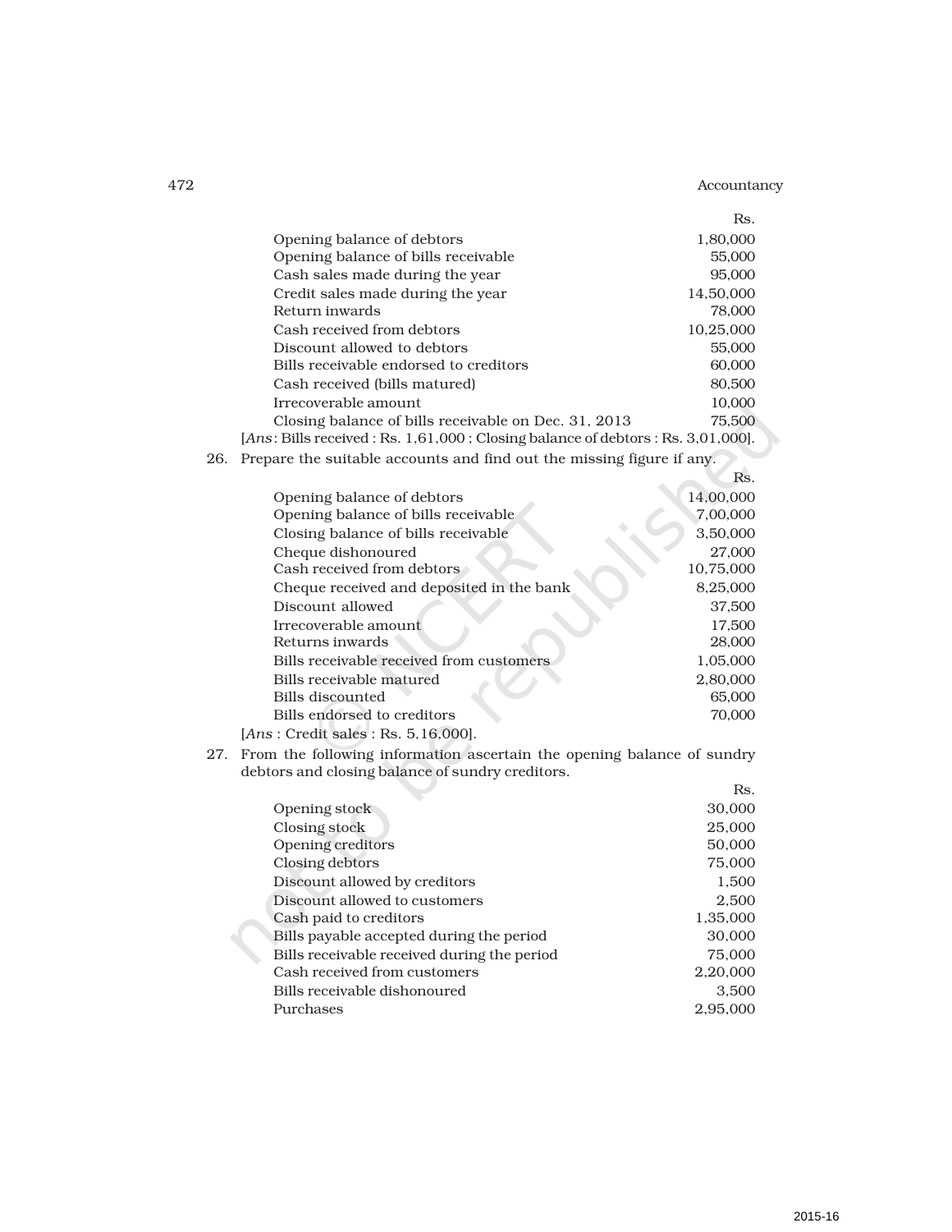| | Rs. |
|---|---|
| Opening balance of debtors | 1,80,000 |
| Opening balance of bills receivable | 55,000 |
| Cash sales made during the year | 95,000 |
| Credit sales made during the year | 14,50,000 |
| Return inwards | 78,000 |
| Cash received from debtors | 10,25,000 |
| Discount allowed to debtors | 55,000 |
| Bills receivable endorsed to creditors | 60,000 |
| Cash received (bills matured) | 80,500 |
| Irrecoverable amount | 10,000 |
| Closing balance of bills receivable on Dec. 31, 2013 | 75,500 |

[*Ans*: Bills received : Rs. 1,61,000 ; Closing balance of debtors : Rs. 3,01,000].

26. Prepare the suitable accounts and find out the missing figure if any.

| | Rs. |
|---|---|
| Opening balance of debtors | 14,00,000 |
| Opening balance of bills receivable | 7,00,000 |
| Closing balance of bills receivable | 3,50,000 |
| Cheque dishonoured | 27,000 |
| Cash received from debtors | 10,75,000 |
| Cheque received and deposited in the bank | 8,25,000 |
| Discount allowed | 37,500 |
| Irrecoverable amount | 17,500 |
| Returns inwards | 28,000 |
| Bills receivable received from customers | 1,05,000 |
| Bills receivable matured | 2,80,000 |
| Bills discounted | 65,000 |
| Bills endorsed to creditors | 70,000 |

[*Ans* : Credit sales : Rs. 5,16,000].

27. From the following information ascertain the opening balance of sundry debtors and closing balance of sundry creditors.

| | Rs. |
|---|---|
| Opening stock | 30,000 |
| Closing stock | 25,000 |
| Opening creditors | 50,000 |
| Closing debtors | 75,000 |
| Discount allowed by creditors | 1,500 |
| Discount allowed to customers | 2,500 |
| Cash paid to creditors | 1,35,000 |
| Bills payable accepted during the period | 30,000 |
| Bills receivable received during the period | 75,000 |
| Cash received from customers | 2,20,000 |
| Bills receivable dishonoured | 3,500 |
| Purchases | 2,95,000 |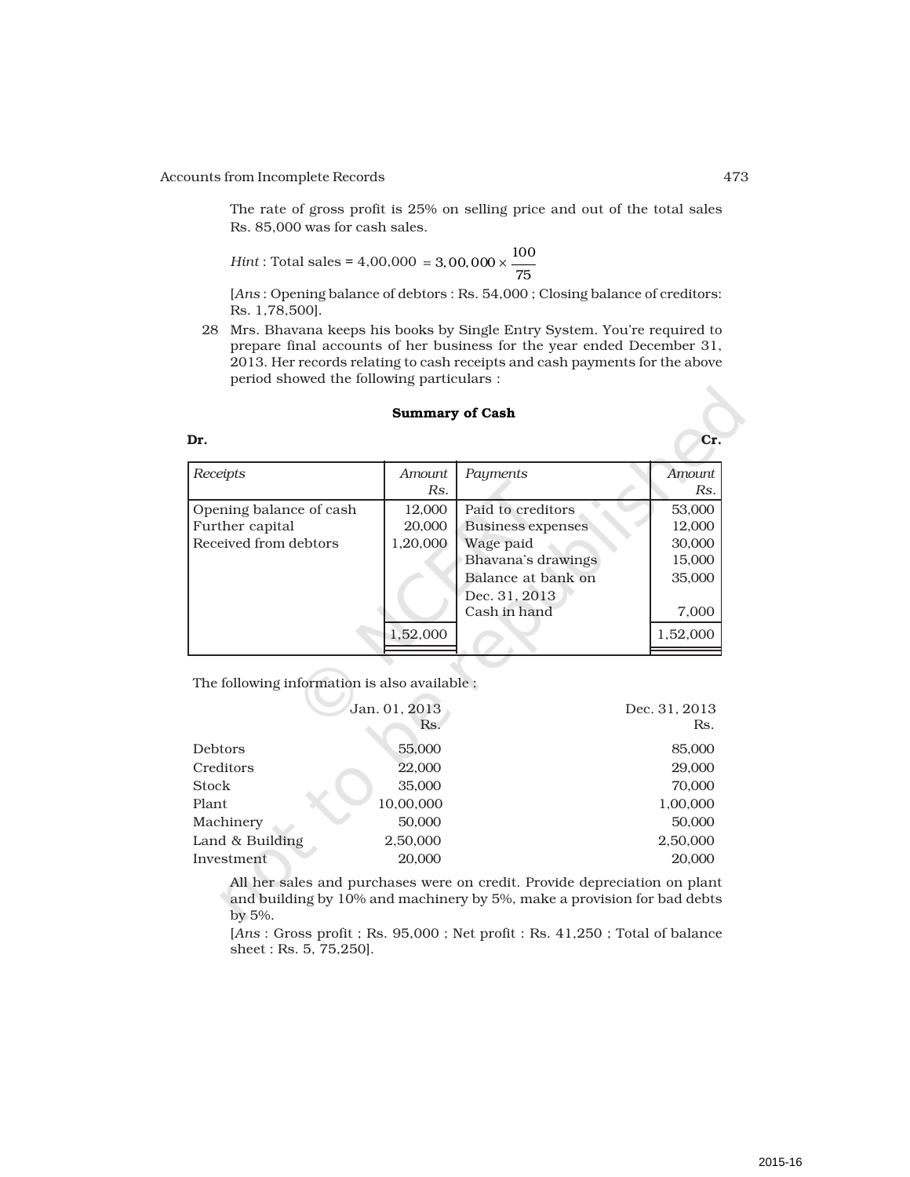The rate of gross profit is 25% on selling price and out of the total sales Rs. 85,000 was for cash sales.

*Hint* : Total sales = 4,00,000 $= 3,00,000 \times \frac{100}{75}$

[*Ans* : Opening balance of debtors : Rs. 54,000 ; Closing balance of creditors: Rs. 1,78,500].

28 Mrs. Bhavana keeps his books by Single Entry System. You're required to prepare final accounts of her business for the year ended December 31, 2013. Her records relating to cash receipts and cash payments for the above period showed the following particulars :

**Summary of Cash**

**Dr.** **Cr.**

| *Receipts* | *Amount Rs.* | *Payments* | *Amount Rs.* |
|---|---|---|---|
| Opening balance of cash | 12,000 | Paid to creditors | 53,000 |
| Further capital | 20,000 | Business expenses | 12,000 |
| Received from debtors | 1,20,000 | Wage paid | 30,000 |
| | | Bhavana's drawings | 15,000 |
| | | Balance at bank on Dec. 31, 2013 | 35,000 |
| | | Cash in hand | 7,000 |
| | 1,52,000 | | 1,52,000 |

The following information is also available :

| | Jan. 01, 2013 Rs. | Dec. 31, 2013 Rs. |
|---|---|---|
| Debtors | 55,000 | 85,000 |
| Creditors | 22,000 | 29,000 |
| Stock | 35,000 | 70,000 |
| Plant | 10,00,000 | 1,00,000 |
| Machinery | 50,000 | 50,000 |
| Land & Building | 2,50,000 | 2,50,000 |
| Investment | 20,000 | 20,000 |

All her sales and purchases were on credit. Provide depreciation on plant and building by 10% and machinery by 5%, make a provision for bad debts by 5%.

[*Ans* : Gross profit ; Rs. 95,000 ; Net profit : Rs. 41,250 ; Total of balance sheet : Rs. 5, 75,250].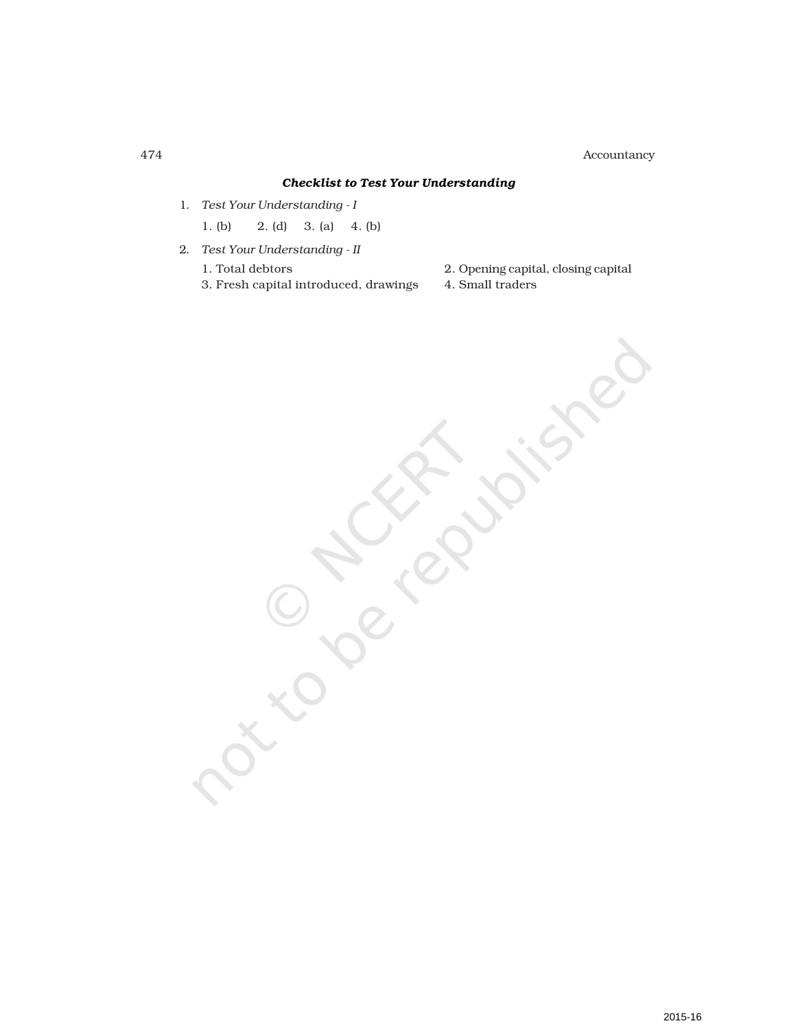### *Checklist to Test Your Understanding*

1. *Test Your Understanding - I*

   1. (b) 2. (d) 3. (a) 4. (b)

2. *Test Your Understanding - II*

   1. Total debtors
   2. Opening capital, closing capital
   3. Fresh capital introduced, drawings
   4. Small traders